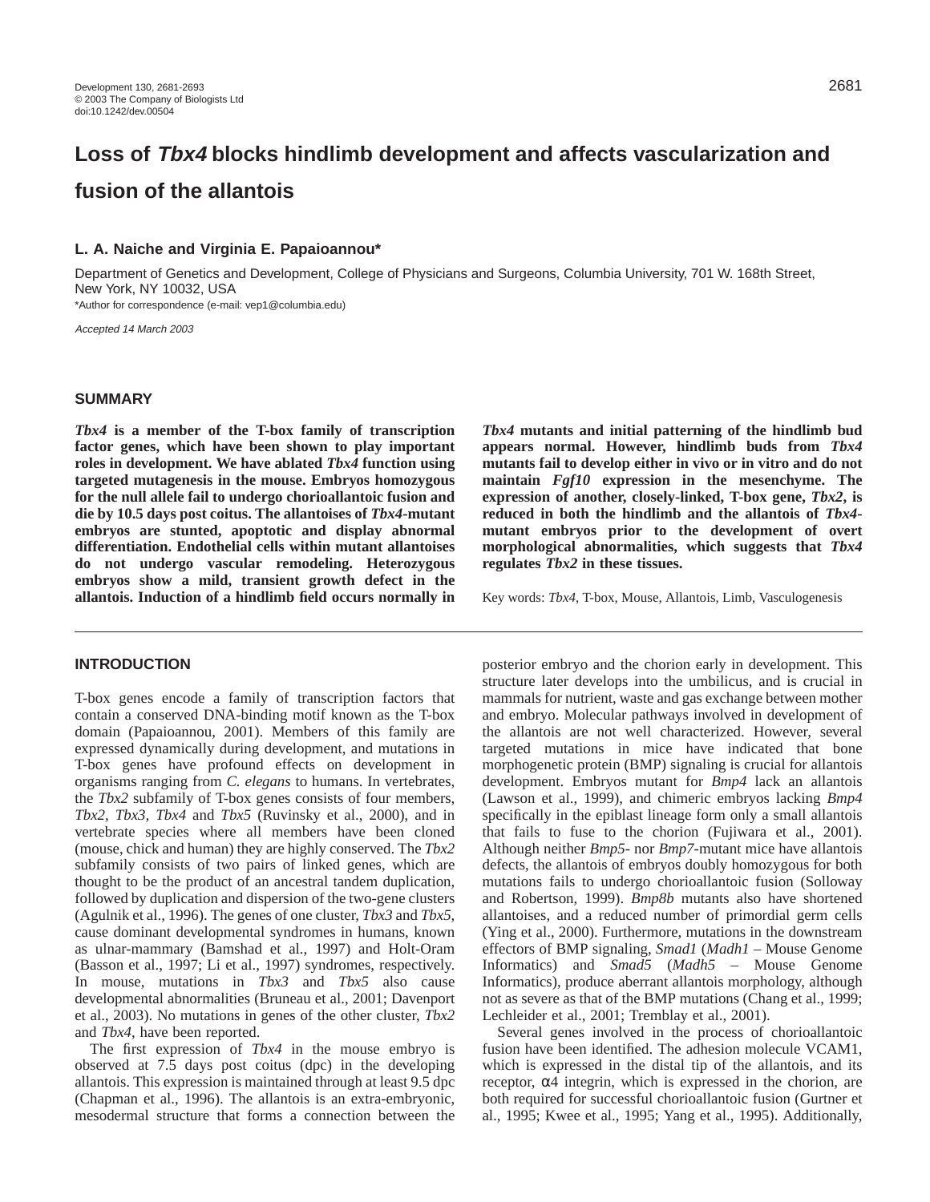# Loss of *Tbx4* blocks hindlimb development and affects vascularization and fusion of the allantois

**L. A. Naiche and Virginia E. Papaioannou***

Department of Genetics and Development, College of Physicians and Surgeons, Columbia University, 701 W. 168th Street, New York, NY 10032, USA

*Author for correspondence (e-mail: vep1@columbia.edu)

*Accepted 14 March 2003*

## SUMMARY

***Tbx4* is a member of the T-box family of transcription factor genes, which have been shown to play important roles in development. We have ablated *Tbx4* function using targeted mutagenesis in the mouse. Embryos homozygous for the null allele fail to undergo chorioallantoic fusion and die by 10.5 days post coitus. The allantoises of *Tbx4*-mutant embryos are stunted, apoptotic and display abnormal differentiation. Endothelial cells within mutant allantoises do not undergo vascular remodeling. Heterozygous embryos show a mild, transient growth defect in the allantois. Induction of a hindlimb field occurs normally in *Tbx4* mutants and initial patterning of the hindlimb bud appears normal. However, hindlimb buds from *Tbx4* mutants fail to develop either in vivo or in vitro and do not maintain *Fgf10* expression in the mesenchyme. The expression of another, closely-linked, T-box gene, *Tbx2*, is reduced in both the hindlimb and the allantois of *Tbx4*-mutant embryos prior to the development of overt morphological abnormalities, which suggests that *Tbx4* regulates *Tbx2* in these tissues.**

Key words: *Tbx4*, T-box, Mouse, Allantois, Limb, Vasculogenesis

## INTRODUCTION

T-box genes encode a family of transcription factors that contain a conserved DNA-binding motif known as the T-box domain (Papaioannou, 2001). Members of this family are expressed dynamically during development, and mutations in T-box genes have profound effects on development in organisms ranging from *C. elegans* to humans. In vertebrates, the *Tbx2* subfamily of T-box genes consists of four members, *Tbx2*, *Tbx3*, *Tbx4* and *Tbx5* (Ruvinsky et al., 2000), and in vertebrate species where all members have been cloned (mouse, chick and human) they are highly conserved. The *Tbx2* subfamily consists of two pairs of linked genes, which are thought to be the product of an ancestral tandem duplication, followed by duplication and dispersion of the two-gene clusters (Agulnik et al., 1996). The genes of one cluster, *Tbx3* and *Tbx5*, cause dominant developmental syndromes in humans, known as ulnar-mammary (Bamshad et al., 1997) and Holt-Oram (Basson et al., 1997; Li et al., 1997) syndromes, respectively. In mouse, mutations in *Tbx3* and *Tbx5* also cause developmental abnormalities (Bruneau et al., 2001; Davenport et al., 2003). No mutations in genes of the other cluster, *Tbx2* and *Tbx4*, have been reported.

The first expression of *Tbx4* in the mouse embryo is observed at 7.5 days post coitus (dpc) in the developing allantois. This expression is maintained through at least 9.5 dpc (Chapman et al., 1996). The allantois is an extra-embryonic, mesodermal structure that forms a connection between the posterior embryo and the chorion early in development. This structure later develops into the umbilicus, and is crucial in mammals for nutrient, waste and gas exchange between mother and embryo. Molecular pathways involved in development of the allantois are not well characterized. However, several targeted mutations in mice have indicated that bone morphogenetic protein (BMP) signaling is crucial for allantois development. Embryos mutant for *Bmp4* lack an allantois (Lawson et al., 1999), and chimeric embryos lacking *Bmp4* specifically in the epiblast lineage form only a small allantois that fails to fuse to the chorion (Fujiwara et al., 2001). Although neither *Bmp5*- nor *Bmp7*-mutant mice have allantois defects, the allantois of embryos doubly homozygous for both mutations fails to undergo chorioallantoic fusion (Solloway and Robertson, 1999). *Bmp8b* mutants also have shortened allantoises, and a reduced number of primordial germ cells (Ying et al., 2000). Furthermore, mutations in the downstream effectors of BMP signaling, *Smad1* (*Madh1* – Mouse Genome Informatics) and *Smad5* (*Madh5* – Mouse Genome Informatics), produce aberrant allantois morphology, although not as severe as that of the BMP mutations (Chang et al., 1999; Lechleider et al., 2001; Tremblay et al., 2001).

Several genes involved in the process of chorioallantoic fusion have been identified. The adhesion molecule VCAM1, which is expressed in the distal tip of the allantois, and its receptor, α4 integrin, which is expressed in the chorion, are both required for successful chorioallantoic fusion (Gurtner et al., 1995; Kwee et al., 1995; Yang et al., 1995). Additionally,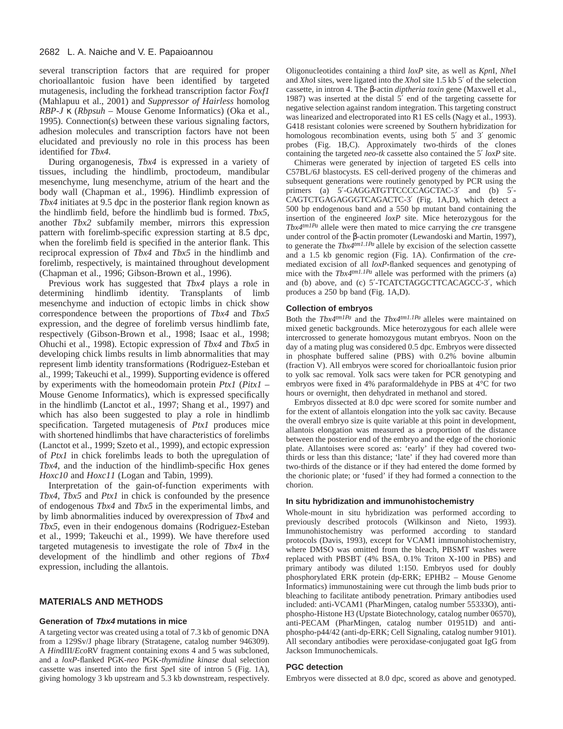several transcription factors that are required for proper chorioallantoic fusion have been identified by targeted mutagenesis, including the forkhead transcription factor *Foxf1* (Mahlapuu et al., 2001) and *Suppressor of Hairless* homolog *RBP-J* κ (*Rbpsuh* – Mouse Genome Informatics) (Oka et al., 1995). Connection(s) between these various signaling factors, adhesion molecules and transcription factors have not been elucidated and previously no role in this process has been identified for *Tbx4.*

During organogenesis, *Tbx4* is expressed in a variety of tissues, including the hindlimb, proctodeum, mandibular mesenchyme, lung mesenchyme, atrium of the heart and the body wall (Chapman et al., 1996). Hindlimb expression of *Tbx4* initiates at 9.5 dpc in the posterior flank region known as the hindlimb field, before the hindlimb bud is formed. *Tbx5,* another *Tbx2* subfamily member, mirrors this expression pattern with forelimb-specific expression starting at 8.5 dpc, when the forelimb field is specified in the anterior flank. This reciprocal expression of *Tbx4* and *Tbx5* in the hindlimb and forelimb, respectively, is maintained throughout development (Chapman et al., 1996; Gibson-Brown et al., 1996).

Previous work has suggested that *Tbx4* plays a role in determining hindlimb identity. Transplants of limb mesenchyme and induction of ectopic limbs in chick show correspondence between the proportions of *Tbx4* and *Tbx5* expression, and the degree of forelimb versus hindlimb fate, respectively (Gibson-Brown et al., 1998; Isaac et al., 1998; Ohuchi et al., 1998). Ectopic expression of *Tbx4* and *Tbx5* in developing chick limbs results in limb abnormalities that may represent limb identity transformations (Rodriguez-Esteban et al., 1999; Takeuchi et al., 1999). Supporting evidence is offered by experiments with the homeodomain protein *Ptx1* (*Pitx1* – Mouse Genome Informatics), which is expressed specifically in the hindlimb (Lanctot et al., 1997; Shang et al., 1997) and which has also been suggested to play a role in hindlimb specification. Targeted mutagenesis of *Ptx1* produces mice with shortened hindlimbs that have characteristics of forelimbs (Lanctot et al., 1999; Szeto et al., 1999), and ectopic expression of *Ptx1* in chick forelimbs leads to both the upregulation of *Tbx4*, and the induction of the hindlimb-specific Hox genes *Hoxc10* and *Hoxc11* (Logan and Tabin, 1999).

Interpretation of the gain-of-function experiments with *Tbx4*, *Tbx5* and *Ptx1* in chick is confounded by the presence of endogenous *Tbx4* and *Tbx5* in the experimental limbs, and by limb abnormalities induced by overexpression of *Tbx4* and *Tbx5*, even in their endogenous domains (Rodriguez-Esteban et al., 1999; Takeuchi et al., 1999). We have therefore used targeted mutagenesis to investigate the role of *Tbx4* in the development of the hindlimb and other regions of *Tbx4* expression, including the allantois.

## MATERIALS AND METHODS

### Generation of *Tbx4* mutations in mice

A targeting vector was created using a total of 7.3 kb of genomic DNA from a 129Sv/J phage library (Stratagene, catalog number 946309). A *Hin*dIII/*Eco*RV fragment containing exons 4 and 5 was subcloned, and a *loxP*-flanked PGK-*neo* PGK-*thymidine kinase* dual selection cassette was inserted into the first *Spe*I site of intron 5 (Fig. 1A), giving homology 3 kb upstream and 5.3 kb downstream, respectively. Oligonucleotides containing a third *loxP* site, as well as *Kpn*I, *Nhe*I and *Xho*I sites, were ligated into the *Xho*I site 1.5 kb 5′ of the selection cassette, in intron 4. The β-actin *diptheria toxin* gene (Maxwell et al., 1987) was inserted at the distal 5′ end of the targeting cassette for negative selection against random integration. This targeting construct was linearized and electroporated into R1 ES cells (Nagy et al., 1993). G418 resistant colonies were screened by Southern hybridization for homologous recombination events, using both 5′ and 3′ genomic probes (Fig. 1B,C). Approximately two-thirds of the clones containing the targeted *neo-tk* cassette also contained the 5′ *loxP* site.

Chimeras were generated by injection of targeted ES cells into C57BL/6J blastocysts. ES cell-derived progeny of the chimeras and subsequent generations were routinely genotyped by PCR using the primers (a) 5′-GAGGATGTTCCCCAGCTAC-3′ and (b) 5′-CAGTCTGAGAGGGTCAGACTC-3′ (Fig. 1A,D), which detect a 500 bp endogenous band and a 550 bp mutant band containing the insertion of the engineered *loxP* site. Mice heterozygous for the *Tbx4*$^{tm1Pa}$ allele were then mated to mice carrying the *cre* transgene under control of the β-actin promoter (Lewandoski and Martin, 1997), to generate the *Tbx4*$^{tm1.1Pa}$ allele by excision of the selection cassette and a 1.5 kb genomic region (Fig. 1A). Confirmation of the *cre*-mediated excision of all *loxP*-flanked sequences and genotyping of mice with the *Tbx4*$^{tm1.1Pa}$ allele was performed with the primers (a) and (b) above, and (c) 5′-TCATCTAGGCTTCACAGCC-3′, which produces a 250 bp band (Fig. 1A,D).

### Collection of embryos

Both the *Tbx4*$^{tm1Pa}$ and the *Tbx4*$^{tm1.1Pa}$ alleles were maintained on mixed genetic backgrounds. Mice heterozygous for each allele were intercrossed to generate homozygous mutant embryos. Noon on the day of a mating plug was considered 0.5 dpc. Embryos were dissected in phosphate buffered saline (PBS) with 0.2% bovine albumin (fraction V). All embryos were scored for chorioallantoic fusion prior to yolk sac removal. Yolk sacs were taken for PCR genotyping and embryos were fixed in 4% paraformaldehyde in PBS at 4°C for two hours or overnight, then dehydrated in methanol and stored.

Embryos dissected at 8.0 dpc were scored for somite number and for the extent of allantois elongation into the yolk sac cavity. Because the overall embryo size is quite variable at this point in development, allantois elongation was measured as a proportion of the distance between the posterior end of the embryo and the edge of the chorionic plate. Allantoises were scored as: 'early' if they had covered two-thirds or less than this distance; 'late' if they had covered more than two-thirds of the distance or if they had entered the dome formed by the chorionic plate; or 'fused' if they had formed a connection to the chorion.

### In situ hybridization and immunohistochemistry

Whole-mount in situ hybridization was performed according to previously described protocols (Wilkinson and Nieto, 1993). Immunohistochemistry was performed according to standard protocols (Davis, 1993), except for VCAM1 immunohistochemistry, where DMSO was omitted from the bleach, PBSMT washes were replaced with PBSBT (4% BSA, 0.1% Triton X-100 in PBS) and primary antibody was diluted 1:150. Embryos used for doubly phosphorylated ERK protein (dp-ERK; EPHB2 – Mouse Genome Informatics) immunostaining were cut through the limb buds prior to bleaching to facilitate antibody penetration. Primary antibodies used included: anti-VCAM1 (PharMingen, catalog number 55333O), anti-phospho-Histone H3 (Upstate Biotechnology, catalog number 06570), anti-PECAM (PharMingen, catalog number 01951D) and anti-phospho-p44/42 (anti-dp-ERK; Cell Signaling, catalog number 9101). All secondary antibodies were peroxidase-conjugated goat IgG from Jackson Immunochemicals.

### PGC detection

Embryos were dissected at 8.0 dpc, scored as above and genotyped.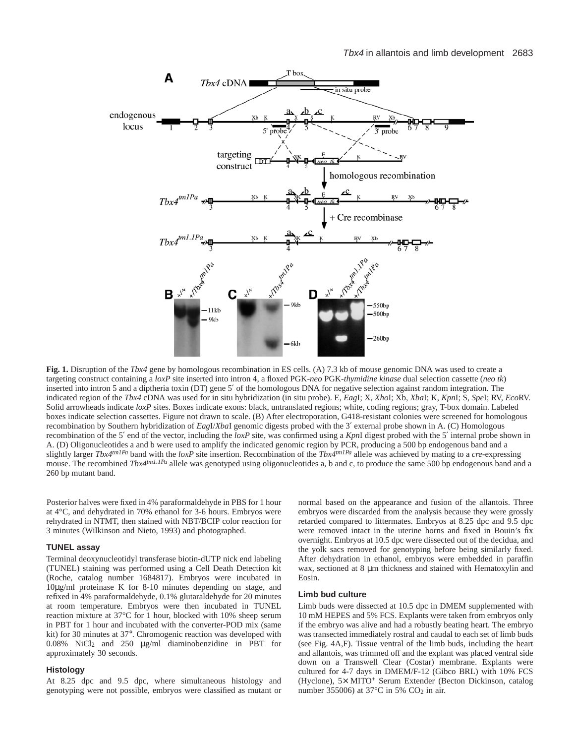**Fig. 1.** Disruption of the *Tbx4* gene by homologous recombination in ES cells. (A) 7.3 kb of mouse genomic DNA was used to create a targeting construct containing a *loxP* site inserted into intron 4, a floxed PGK-*neo* PGK-*thymidine kinase* dual selection cassette (*neo tk*) inserted into intron 5 and a diptheria toxin (DT) gene 5′ of the homologous DNA for negative selection against random integration. The indicated region of the *Tbx4* cDNA was used for in situ hybridization (in situ probe). E, *Eag*I; X, *Xho*I; Xb, *Xba*I; K, *Kpn*I; S, *Spe*I; RV, *Eco*RV. Solid arrowheads indicate *loxP* sites. Boxes indicate exons: black, untranslated regions; white, coding regions; gray, T-box domain. Labeled boxes indicate selection cassettes. Figure not drawn to scale. (B) After electroporation, G418-resistant colonies were screened for homologous recombination by Southern hybridization of *Eag*I/*Xba*I genomic digests probed with the 3′ external probe shown in A. (C) Homologous recombination of the 5′ end of the vector, including the *loxP* site, was confirmed using a *Kpn*I digest probed with the 5′ internal probe shown in A. (D) Oligonucleotides a and b were used to amplify the indicated genomic region by PCR, producing a 500 bp endogenous band and a slightly larger *Tbx4*$^{tm1Pa}$ band with the *loxP* site insertion. Recombination of the *Tbx4*$^{tm1Pa}$ allele was achieved by mating to a *cre*-expressing mouse. The recombined *Tbx4*$^{tm1.1Pa}$ allele was genotyped using oligonucleotides a, b and c, to produce the same 500 bp endogenous band and a 260 bp mutant band.

Posterior halves were fixed in 4% paraformaldehyde in PBS for 1 hour at 4°C, and dehydrated in 70% ethanol for 3-6 hours. Embryos were rehydrated in NTMT, then stained with NBT/BCIP color reaction for 3 minutes (Wilkinson and Nieto, 1993) and photographed.

### TUNEL assay

Terminal deoxynucleotidyl transferase biotin-dUTP nick end labeling (TUNEL) staining was performed using a Cell Death Detection kit (Roche, catalog number 1684817). Embryos were incubated in 10μg/ml proteinase K for 8-10 minutes depending on stage, and refixed in 4% paraformaldehyde, 0.1% glutaraldehyde for 20 minutes at room temperature. Embryos were then incubated in TUNEL reaction mixture at 37°C for 1 hour, blocked with 10% sheep serum in PBT for 1 hour and incubated with the converter-POD mix (same kit) for 30 minutes at 37°. Chromogenic reaction was developed with 0.08% $NiCl_2$ and 250 μg/ml diaminobenzidine in PBT for approximately 30 seconds.

### Histology

At 8.25 dpc and 9.5 dpc, where simultaneous histology and genotyping were not possible, embryos were classified as mutant or normal based on the appearance and fusion of the allantois. Three embryos were discarded from the analysis because they were grossly retarded compared to littermates. Embryos at 8.25 dpc and 9.5 dpc were removed intact in the uterine horns and fixed in Bouin's fix overnight. Embryos at 10.5 dpc were dissected out of the decidua, and the yolk sacs removed for genotyping before being similarly fixed. After dehydration in ethanol, embryos were embedded in paraffin wax, sectioned at 8 μm thickness and stained with Hematoxylin and Eosin.

### Limb bud culture

Limb buds were dissected at 10.5 dpc in DMEM supplemented with 10 mM HEPES and 5% FCS. Explants were taken from embryos only if the embryo was alive and had a robustly beating heart. The embryo was transected immediately rostral and caudal to each set of limb buds (see Fig. 4A,F). Tissue ventral of the limb buds, including the heart and allantois, was trimmed off and the explant was placed ventral side down on a Transwell Clear (Costar) membrane. Explants were cultured for 4-7 days in DMEM/F-12 (Gibco BRL) with 10% FCS (Hyclone), 5× $MITO^+$ Serum Extender (Becton Dickinson, catalog number 355006) at 37°C in 5% $CO_2$ in air.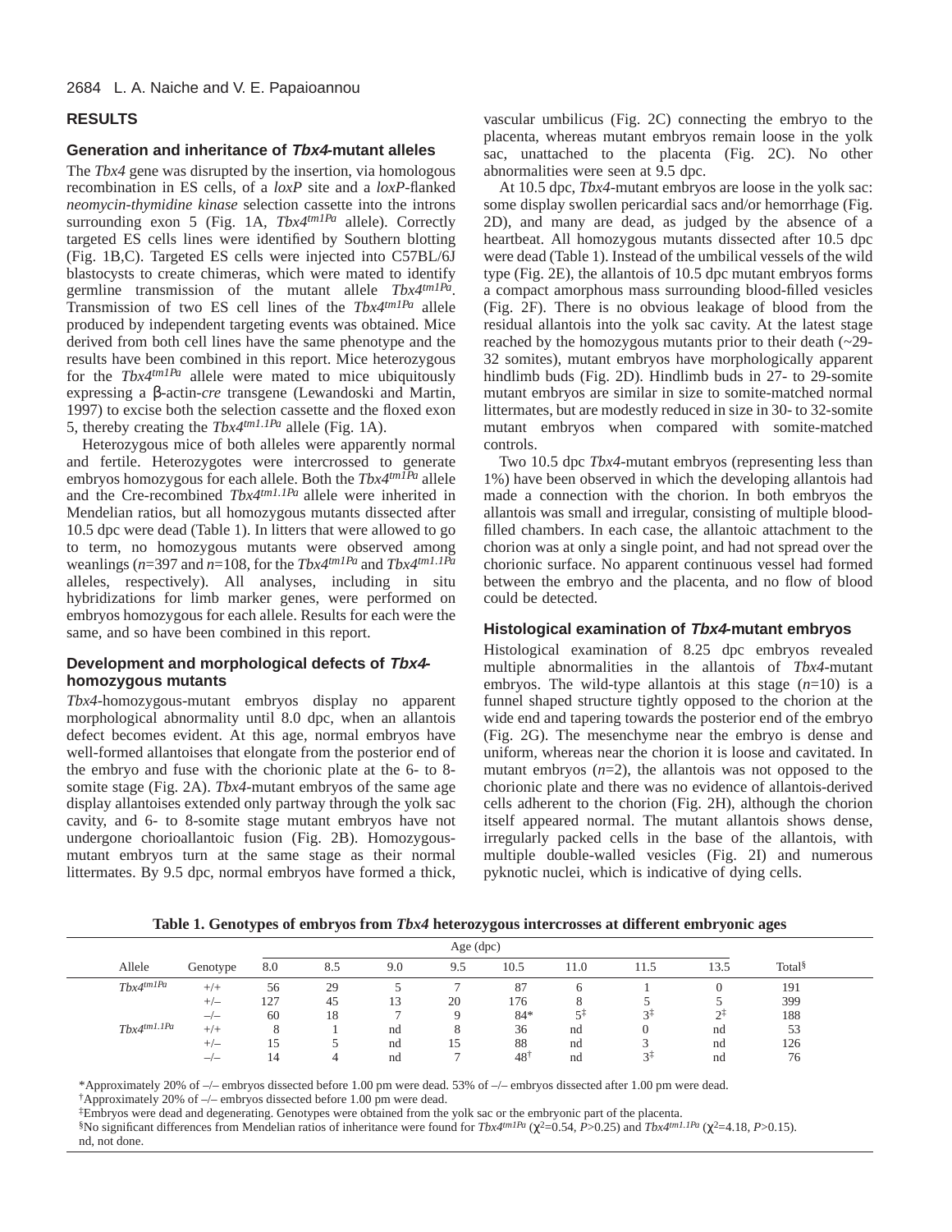## RESULTS

### Generation and inheritance of *Tbx4*-mutant alleles

The *Tbx4* gene was disrupted by the insertion, via homologous recombination in ES cells, of a *loxP* site and a *loxP*-flanked *neomycin-thymidine kinase* selection cassette into the introns surrounding exon 5 (Fig. 1A, *Tbx4*$^{tm1Pa}$ allele). Correctly targeted ES cells lines were identified by Southern blotting (Fig. 1B,C). Targeted ES cells were injected into C57BL/6J blastocysts to create chimeras, which were mated to identify germline transmission of the mutant allele *Tbx4*$^{tm1Pa}$. Transmission of two ES cell lines of the *Tbx4*$^{tm1Pa}$ allele produced by independent targeting events was obtained. Mice derived from both cell lines have the same phenotype and the results have been combined in this report. Mice heterozygous for the *Tbx4*$^{tm1Pa}$ allele were mated to mice ubiquitously expressing a β-actin-*cre* transgene (Lewandoski and Martin, 1997) to excise both the selection cassette and the floxed exon 5, thereby creating the *Tbx4*$^{tm1.1Pa}$ allele (Fig. 1A).

Heterozygous mice of both alleles were apparently normal and fertile. Heterozygotes were intercrossed to generate embryos homozygous for each allele. Both the *Tbx4*$^{tm1Pa}$ allele and the Cre-recombined *Tbx4*$^{tm1.1Pa}$ allele were inherited in Mendelian ratios, but all homozygous mutants dissected after 10.5 dpc were dead (Table 1). In litters that were allowed to go to term, no homozygous mutants were observed among weanlings ($n$=397 and $n$=108, for the *Tbx4*$^{tm1Pa}$ and *Tbx4*$^{tm1.1Pa}$ alleles, respectively). All analyses, including in situ hybridizations for limb marker genes, were performed on embryos homozygous for each allele. Results for each were the same, and so have been combined in this report.

### Development and morphological defects of *Tbx4*-homozygous mutants

*Tbx4*-homozygous-mutant embryos display no apparent morphological abnormality until 8.0 dpc, when an allantois defect becomes evident. At this age, normal embryos have well-formed allantoises that elongate from the posterior end of the embryo and fuse with the chorionic plate at the 6- to 8-somite stage (Fig. 2A). *Tbx4*-mutant embryos of the same age display allantoises extended only partway through the yolk sac cavity, and 6- to 8-somite stage mutant embryos have not undergone chorioallantoic fusion (Fig. 2B). Homozygous-mutant embryos turn at the same stage as their normal littermates. By 9.5 dpc, normal embryos have formed a thick, vascular umbilicus (Fig. 2C) connecting the embryo to the placenta, whereas mutant embryos remain loose in the yolk sac, unattached to the placenta (Fig. 2C). No other abnormalities were seen at 9.5 dpc.

At 10.5 dpc, *Tbx4*-mutant embryos are loose in the yolk sac: some display swollen pericardial sacs and/or hemorrhage (Fig. 2D), and many are dead, as judged by the absence of a heartbeat. All homozygous mutants dissected after 10.5 dpc were dead (Table 1). Instead of the umbilical vessels of the wild type (Fig. 2E), the allantois of 10.5 dpc mutant embryos forms a compact amorphous mass surrounding blood-filled vesicles (Fig. 2F). There is no obvious leakage of blood from the residual allantois into the yolk sac cavity. At the latest stage reached by the homozygous mutants prior to their death (~29-32 somites), mutant embryos have morphologically apparent hindlimb buds (Fig. 2D). Hindlimb buds in 27- to 29-somite mutant embryos are similar in size to somite-matched normal littermates, but are modestly reduced in size in 30- to 32-somite mutant embryos when compared with somite-matched controls.

Two 10.5 dpc *Tbx4*-mutant embryos (representing less than 1%) have been observed in which the developing allantois had made a connection with the chorion. In both embryos the allantois was small and irregular, consisting of multiple blood-filled chambers. In each case, the allantoic attachment to the chorion was at only a single point, and had not spread over the chorionic surface. No apparent continuous vessel had formed between the embryo and the placenta, and no flow of blood could be detected.

### Histological examination of *Tbx4*-mutant embryos

Histological examination of 8.25 dpc embryos revealed multiple abnormalities in the allantois of *Tbx4*-mutant embryos. The wild-type allantois at this stage ($n$=10) is a funnel shaped structure tightly opposed to the chorion at the wide end and tapering towards the posterior end of the embryo (Fig. 2G). The mesenchyme near the embryo is dense and uniform, whereas near the chorion it is loose and cavitated. In mutant embryos ($n$=2), the allantois was not opposed to the chorionic plate and there was no evidence of allantois-derived cells adherent to the chorion (Fig. 2H), although the chorion itself appeared normal. The mutant allantois shows dense, irregularly packed cells in the base of the allantois, with multiple double-walled vesicles (Fig. 2I) and numerous pyknotic nuclei, which is indicative of dying cells.

**Table 1. Genotypes of embryos from *Tbx4* heterozygous intercrosses at different embryonic ages**

| | | Age (dpc) | | | | | | | | |
|---|---|---|---|---|---|---|---|---|---|---|
| Allele | Genotype | 8.0 | 8.5 | 9.0 | 9.5 | 10.5 | 11.0 | 11.5 | 13.5 | Total§ |
| *Tbx4*$^{tm1Pa}$ | +/+ | 56 | 29 | 5 | 7 | 87 | 6 | 1 | 0 | 191 |
| | +/– | 127 | 45 | 13 | 20 | 176 | 8 | 5 | 5 | 399 |
| | –/– | 60 | 18 | 7 | 9 | 84* | 5‡ | 3‡ | 2‡ | 188 |
| *Tbx4*$^{tm1.1Pa}$ | +/+ | 8 | 1 | nd | 8 | 36 | nd | 0 | nd | 53 |
| | +/– | 15 | 5 | nd | 15 | 88 | nd | 3 | nd | 126 |
| | –/– | 14 | 4 | nd | 7 | 48† | nd | 3‡ | nd | 76 |

*Approximately 20% of –/– embryos dissected before 1.00 pm were dead. 53% of –/– embryos dissected after 1.00 pm were dead.

†Approximately 20% of –/– embryos dissected before 1.00 pm were dead.

‡Embryos were dead and degenerating. Genotypes were obtained from the yolk sac or the embryonic part of the placenta.

§No significant differences from Mendelian ratios of inheritance were found for *Tbx4*$^{tm1Pa}$ ($\chi^2$=0.54, $P$>0.25) and *Tbx4*$^{tm1.1Pa}$ ($\chi^2$=4.18, $P$>0.15).

nd, not done.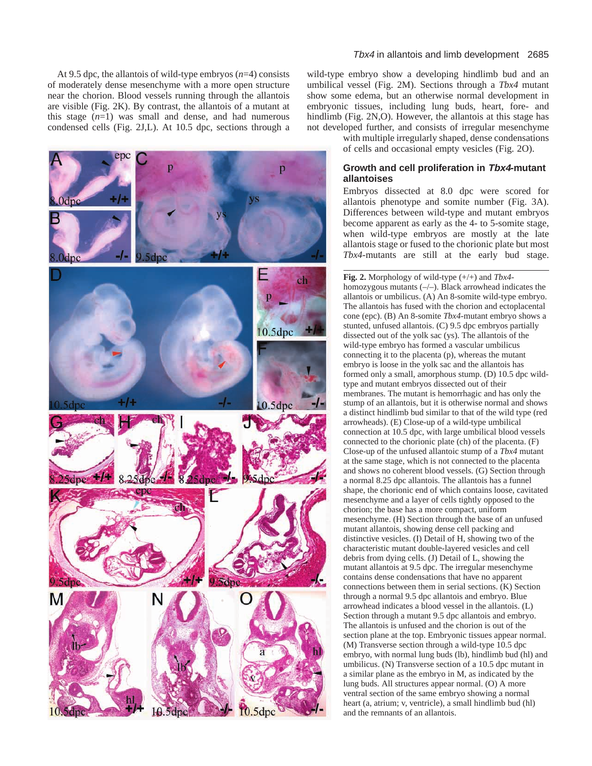At 9.5 dpc, the allantois of wild-type embryos ($n$=4) consists of moderately dense mesenchyme with a more open structure near the chorion. Blood vessels running through the allantois are visible (Fig. 2K). By contrast, the allantois of a mutant at this stage ($n$=1) was small and dense, and had numerous condensed cells (Fig. 2J,L). At 10.5 dpc, sections through a wild-type embryo show a developing hindlimb bud and an umbilical vessel (Fig. 2M). Sections through a *Tbx4* mutant show some edema, but an otherwise normal development in embryonic tissues, including lung buds, heart, fore- and hindlimb (Fig. 2N,O). However, the allantois at this stage has not developed further, and consists of irregular mesenchyme with multiple irregularly shaped, dense condensations of cells and occasional empty vesicles (Fig. 2O).

## Growth and cell proliferation in *Tbx4*-mutant allantoises

Embryos dissected at 8.0 dpc were scored for allantois phenotype and somite number (Fig. 3A). Differences between wild-type and mutant embryos become apparent as early as the 4- to 5-somite stage, when wild-type embryos are mostly at the late allantois stage or fused to the chorionic plate but most *Tbx4*-mutants are still at the early bud stage.

**Fig. 2.** Morphology of wild-type (+/+) and *Tbx4*-homozygous mutants (–/–). Black arrowhead indicates the allantois or umbilicus. (A) An 8-somite wild-type embryo. The allantois has fused with the chorion and ectoplacental cone (epc). (B) An 8-somite *Tbx4*-mutant embryo shows a stunted, unfused allantois. (C) 9.5 dpc embryos partially dissected out of the yolk sac (ys). The allantois of the wild-type embryo has formed a vascular umbilicus connecting it to the placenta (p), whereas the mutant embryo is loose in the yolk sac and the allantois has formed only a small, amorphous stump. (D) 10.5 dpc wild-type and mutant embryos dissected out of their membranes. The mutant is hemorrhagic and has only the stump of an allantois, but it is otherwise normal and shows a distinct hindlimb bud similar to that of the wild type (red arrowheads). (E) Close-up of a wild-type umbilical connection at 10.5 dpc, with large umbilical blood vessels connected to the chorionic plate (ch) of the placenta. (F) Close-up of the unfused allantoic stump of a *Tbx4* mutant at the same stage, which is not connected to the placenta and shows no coherent blood vessels. (G) Section through a normal 8.25 dpc allantois. The allantois has a funnel shape, the chorionic end of which contains loose, cavitated mesenchyme and a layer of cells tightly opposed to the chorion; the base has a more compact, uniform mesenchyme. (H) Section through the base of an unfused mutant allantois, showing dense cell packing and distinctive vesicles. (I) Detail of H, showing two of the characteristic mutant double-layered vesicles and cell debris from dying cells. (J) Detail of L, showing the mutant allantois at 9.5 dpc. The irregular mesenchyme contains dense condensations that have no apparent connections between them in serial sections. (K) Section through a normal 9.5 dpc allantois and embryo. Blue arrowhead indicates a blood vessel in the allantois. (L) Section through a mutant 9.5 dpc allantois and embryo. The allantois is unfused and the chorion is out of the section plane at the top. Embryonic tissues appear normal. (M) Transverse section through a wild-type 10.5 dpc embryo, with normal lung buds (lb), hindlimb bud (hl) and umbilicus. (N) Transverse section of a 10.5 dpc mutant in a similar plane as the embryo in M, as indicated by the lung buds. All structures appear normal. (O) A more ventral section of the same embryo showing a normal heart (a, atrium; v, ventricle), a small hindlimb bud (hl) and the remnants of an allantois.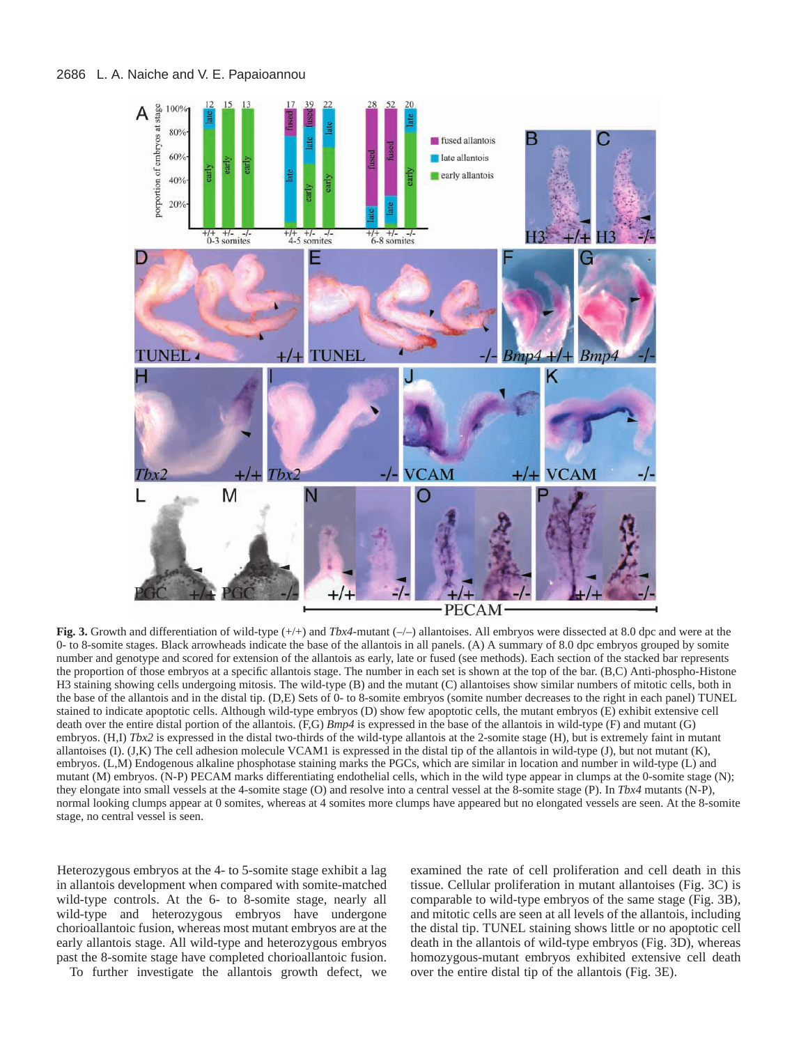**Fig. 3.** Growth and differentiation of wild-type (+/+) and *Tbx4*-mutant (–/–) allantoises. All embryos were dissected at 8.0 dpc and were at the 0- to 8-somite stages. Black arrowheads indicate the base of the allantois in all panels. (A) A summary of 8.0 dpc embryos grouped by somite number and genotype and scored for extension of the allantois as early, late or fused (see methods). Each section of the stacked bar represents the proportion of those embryos at a specific allantois stage. The number in each set is shown at the top of the bar. (B,C) Anti-phospho-Histone H3 staining showing cells undergoing mitosis. The wild-type (B) and the mutant (C) allantoises show similar numbers of mitotic cells, both in the base of the allantois and in the distal tip. (D,E) Sets of 0- to 8-somite embryos (somite number decreases to the right in each panel) TUNEL stained to indicate apoptotic cells. Although wild-type embryos (D) show few apoptotic cells, the mutant embryos (E) exhibit extensive cell death over the entire distal portion of the allantois. (F,G) *Bmp4* is expressed in the base of the allantois in wild-type (F) and mutant (G) embryos. (H,I) *Tbx2* is expressed in the distal two-thirds of the wild-type allantois at the 2-somite stage (H), but is extremely faint in mutant allantoises (I). (J,K) The cell adhesion molecule VCAM1 is expressed in the distal tip of the allantois in wild-type (J), but not mutant (K), embryos. (L,M) Endogenous alkaline phosphatase staining marks the PGCs, which are similar in location and number in wild-type (L) and mutant (M) embryos. (N-P) PECAM marks differentiating endothelial cells, which in the wild type appear in clumps at the 0-somite stage (N); they elongate into small vessels at the 4-somite stage (O) and resolve into a central vessel at the 8-somite stage (P). In *Tbx4* mutants (N-P), normal looking clumps appear at 0 somites, whereas at 4 somites more clumps have appeared but no elongated vessels are seen. At the 8-somite stage, no central vessel is seen.

Heterozygous embryos at the 4- to 5-somite stage exhibit a lag in allantois development when compared with somite-matched wild-type controls. At the 6- to 8-somite stage, nearly all wild-type and heterozygous embryos have undergone chorioallantoic fusion, whereas most mutant embryos are at the early allantois stage. All wild-type and heterozygous embryos past the 8-somite stage have completed chorioallantoic fusion.

To further investigate the allantois growth defect, we examined the rate of cell proliferation and cell death in this tissue. Cellular proliferation in mutant allantoises (Fig. 3C) is comparable to wild-type embryos of the same stage (Fig. 3B), and mitotic cells are seen at all levels of the allantois, including the distal tip. TUNEL staining shows little or no apoptotic cell death in the allantois of wild-type embryos (Fig. 3D), whereas homozygous-mutant embryos exhibited extensive cell death over the entire distal tip of the allantois (Fig. 3E).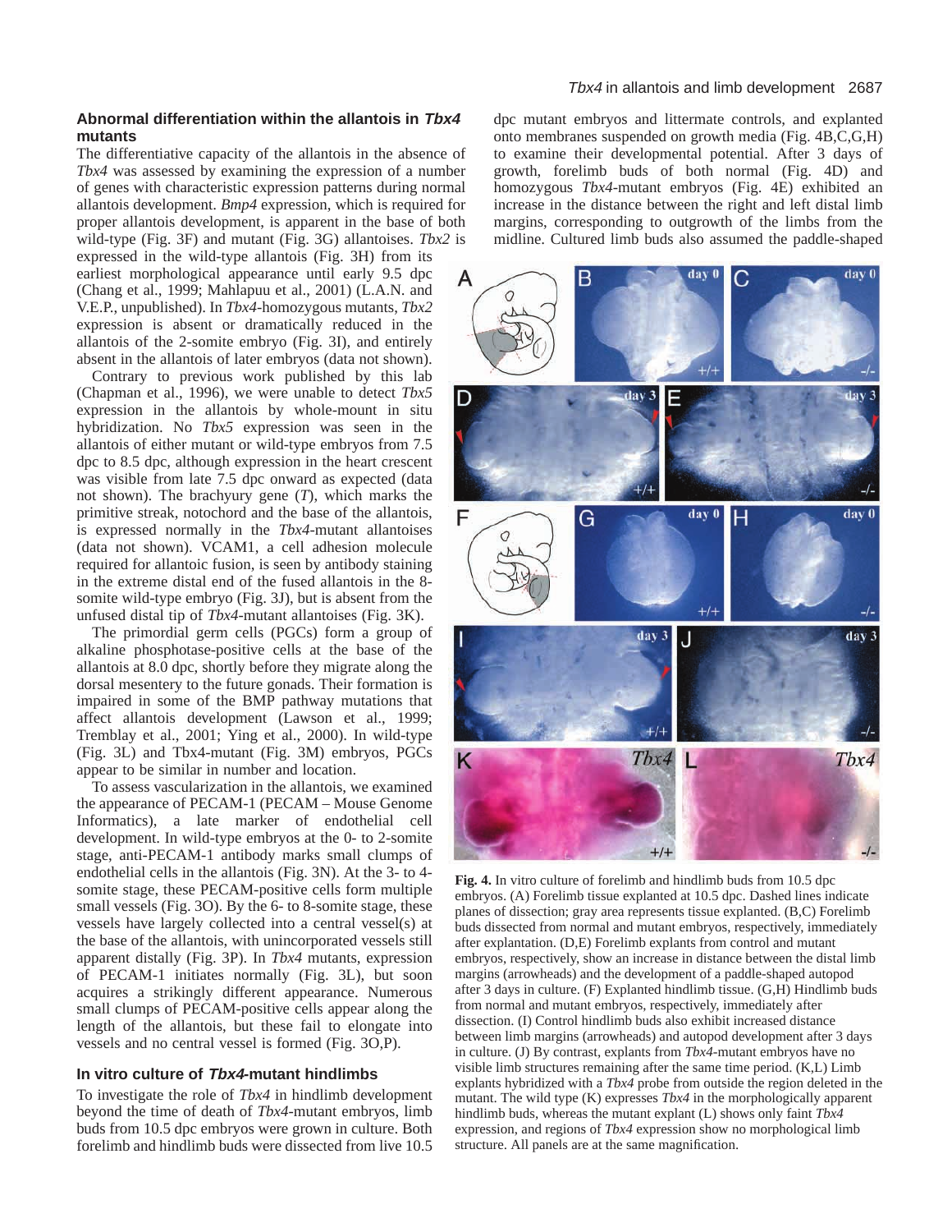### Abnormal differentiation within the allantois in *Tbx4* mutants

The differentiative capacity of the allantois in the absence of *Tbx4* was assessed by examining the expression of a number of genes with characteristic expression patterns during normal allantois development. *Bmp4* expression, which is required for proper allantois development, is apparent in the base of both wild-type (Fig. 3F) and mutant (Fig. 3G) allantoises. *Tbx2* is expressed in the wild-type allantois (Fig. 3H) from its earliest morphological appearance until early 9.5 dpc (Chang et al., 1999; Mahlapuu et al., 2001) (L.A.N. and V.E.P., unpublished). In *Tbx4*-homozygous mutants, *Tbx2* expression is absent or dramatically reduced in the allantois of the 2-somite embryo (Fig. 3I), and entirely absent in the allantois of later embryos (data not shown).

Contrary to previous work published by this lab (Chapman et al., 1996), we were unable to detect *Tbx5* expression in the allantois by whole-mount in situ hybridization. No *Tbx5* expression was seen in the allantois of either mutant or wild-type embryos from 7.5 dpc to 8.5 dpc, although expression in the heart crescent was visible from late 7.5 dpc onward as expected (data not shown). The brachyury gene (*T*), which marks the primitive streak, notochord and the base of the allantois, is expressed normally in the *Tbx4*-mutant allantoises (data not shown). VCAM1, a cell adhesion molecule required for allantoic fusion, is seen by antibody staining in the extreme distal end of the fused allantois in the 8-somite wild-type embryo (Fig. 3J), but is absent from the unfused distal tip of *Tbx4*-mutant allantoises (Fig. 3K).

The primordial germ cells (PGCs) form a group of alkaline phosphotase-positive cells at the base of the allantois at 8.0 dpc, shortly before they migrate along the dorsal mesentery to the future gonads. Their formation is impaired in some of the BMP pathway mutations that affect allantois development (Lawson et al., 1999; Tremblay et al., 2001; Ying et al., 2000). In wild-type (Fig. 3L) and Tbx4-mutant (Fig. 3M) embryos, PGCs appear to be similar in number and location.

To assess vascularization in the allantois, we examined the appearance of PECAM-1 (PECAM – Mouse Genome Informatics), a late marker of endothelial cell development. In wild-type embryos at the 0- to 2-somite stage, anti-PECAM-1 antibody marks small clumps of endothelial cells in the allantois (Fig. 3N). At the 3- to 4-somite stage, these PECAM-positive cells form multiple small vessels (Fig. 3O). By the 6- to 8-somite stage, these vessels have largely collected into a central vessel(s) at the base of the allantois, with unincorporated vessels still apparent distally (Fig. 3P). In *Tbx4* mutants, expression of PECAM-1 initiates normally (Fig. 3L), but soon acquires a strikingly different appearance. Numerous small clumps of PECAM-positive cells appear along the length of the allantois, but these fail to elongate into vessels and no central vessel is formed (Fig. 3O,P).

### In vitro culture of *Tbx4*-mutant hindlimbs

To investigate the role of *Tbx4* in hindlimb development beyond the time of death of *Tbx4*-mutant embryos, limb buds from 10.5 dpc embryos were grown in culture. Both forelimb and hindlimb buds were dissected from live 10.5 dpc mutant embryos and littermate controls, and explanted onto membranes suspended on growth media (Fig. 4B,C,G,H) to examine their developmental potential. After 3 days of growth, forelimb buds of both normal (Fig. 4D) and homozygous *Tbx4*-mutant embryos (Fig. 4E) exhibited an increase in the distance between the right and left distal limb margins, corresponding to outgrowth of the limbs from the midline. Cultured limb buds also assumed the paddle-shaped

**Fig. 4.** In vitro culture of forelimb and hindlimb buds from 10.5 dpc embryos. (A) Forelimb tissue explanted at 10.5 dpc. Dashed lines indicate planes of dissection; gray area represents tissue explanted. (B,C) Forelimb buds dissected from normal and mutant embryos, respectively, immediately after explantation. (D,E) Forelimb explants from control and mutant embryos, respectively, show an increase in distance between the distal limb margins (arrowheads) and the development of a paddle-shaped autopod after 3 days in culture. (F) Explanted hindlimb tissue. (G,H) Hindlimb buds from normal and mutant embryos, respectively, immediately after dissection. (I) Control hindlimb buds also exhibit increased distance between limb margins (arrowheads) and autopod development after 3 days in culture. (J) By contrast, explants from *Tbx4*-mutant embryos have no visible limb structures remaining after the same time period. (K,L) Limb explants hybridized with a *Tbx4* probe from outside the region deleted in the mutant. The wild type (K) expresses *Tbx4* in the morphologically apparent hindlimb buds, whereas the mutant explant (L) shows only faint *Tbx4* expression, and regions of *Tbx4* expression show no morphological limb structure. All panels are at the same magnification.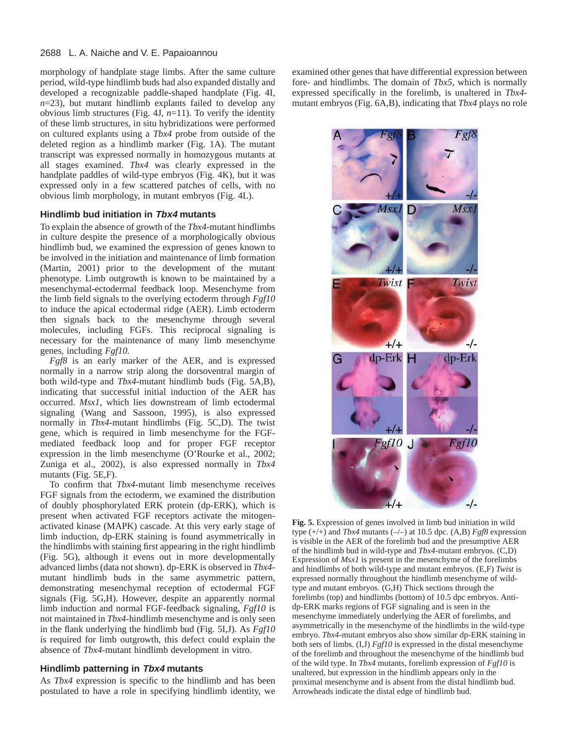morphology of handplate stage limbs. After the same culture period, wild-type hindlimb buds had also expanded distally and developed a recognizable paddle-shaped handplate (Fig. 4I, *n*=23), but mutant hindlimb explants failed to develop any obvious limb structures (Fig. 4J, *n*=11). To verify the identity of these limb structures, in situ hybridizations were performed on cultured explants using a *Tbx4* probe from outside of the deleted region as a hindlimb marker (Fig. 1A). The mutant transcript was expressed normally in homozygous mutants at all stages examined. *Tbx4* was clearly expressed in the handplate paddles of wild-type embryos (Fig. 4K), but it was expressed only in a few scattered patches of cells, with no obvious limb morphology, in mutant embryos (Fig. 4L).

### Hindlimb bud initiation in *Tbx4* mutants

To explain the absence of growth of the *Tbx4*-mutant hindlimbs in culture despite the presence of a morphologically obvious hindlimb bud, we examined the expression of genes known to be involved in the initiation and maintenance of limb formation (Martin, 2001) prior to the development of the mutant phenotype. Limb outgrowth is known to be maintained by a mesenchymal-ectodermal feedback loop. Mesenchyme from the limb field signals to the overlying ectoderm through *Fgf10* to induce the apical ectodermal ridge (AER). Limb ectoderm then signals back to the mesenchyme through several molecules, including FGFs. This reciprocal signaling is necessary for the maintenance of many limb mesenchyme genes, including *Fgf10.*

*Fgf8* is an early marker of the AER, and is expressed normally in a narrow strip along the dorsoventral margin of both wild-type and *Tbx4*-mutant hindlimb buds (Fig. 5A,B), indicating that successful initial induction of the AER has occurred. *Msx1*, which lies downstream of limb ectodermal signaling (Wang and Sassoon, 1995), is also expressed normally in *Tbx4*-mutant hindlimbs (Fig. 5C,D). The twist gene, which is required in limb mesenchyme for the FGF-mediated feedback loop and for proper FGF receptor expression in the limb mesenchyme (O'Rourke et al., 2002; Zuniga et al., 2002), is also expressed normally in *Tbx4* mutants (Fig. 5E,F).

To confirm that *Tbx4*-mutant limb mesenchyme receives FGF signals from the ectoderm, we examined the distribution of doubly phosphorylated ERK protein (dp-ERK), which is present when activated FGF receptors activate the mitogen-activated kinase (MAPK) cascade. At this very early stage of limb induction, dp-ERK staining is found asymmetrically in the hindlimbs with staining first appearing in the right hindlimb (Fig. 5G), although it evens out in more developmentally advanced limbs (data not shown). dp-ERK is observed in *Tbx4*-mutant hindlimb buds in the same asymmetric pattern, demonstrating mesenchymal reception of ectodermal FGF signals (Fig. 5G,H). However, despite an apparently normal limb induction and normal FGF-feedback signaling, *Fgf10* is not maintained in *Tbx4*-hindlimb mesenchyme and is only seen in the flank underlying the hindlimb bud (Fig. 5I,J). As *Fgf10* is required for limb outgrowth, this defect could explain the absence of *Tbx4*-mutant hindlimb development in vitro.

### Hindlimb patterning in *Tbx4* mutants

As *Tbx4* expression is specific to the hindlimb and has been postulated to have a role in specifying hindlimb identity, we examined other genes that have differential expression between fore- and hindlimbs. The domain of *Tbx5,* which is normally expressed specifically in the forelimb, is unaltered in *Tbx4*-mutant embryos (Fig. 6A,B), indicating that *Tbx4* plays no role

**Fig. 5.** Expression of genes involved in limb bud initiation in wild type (+/+) and *Tbx4* mutants (–/–) at 10.5 dpc. (A,B) *Fgf8* expression is visible in the AER of the forelimb bud and the presumptive AER of the hindlimb bud in wild-type and *Tbx4*-mutant embryos. (C,D) Expression of *Msx1* is present in the mesenchyme of the forelimbs and hindlimbs of both wild-type and mutant embryos. (E,F) *Twist* is expressed normally throughout the hindlimb mesenchyme of wild-type and mutant embryos. (G,H) Thick sections through the forelimbs (top) and hindlimbs (bottom) of 10.5 dpc embryos. Anti-dp-ERK marks regions of FGF signaling and is seen in the mesenchyme immediately underlying the AER of forelimbs, and asymmetrically in the mesenchyme of the hindlimbs in the wild-type embryo. *Tbx4*-mutant embryos also show similar dp-ERK staining in both sets of limbs. (I,J) *Fgf10* is expressed in the distal mesenchyme of the forelimb and throughout the mesenchyme of the hindlimb bud of the wild type. In *Tbx4* mutants, forelimb expression of *Fgf10* is unaltered, but expression in the hindlimb appears only in the proximal mesenchyme and is absent from the distal hindlimb bud. Arrowheads indicate the distal edge of hindlimb bud.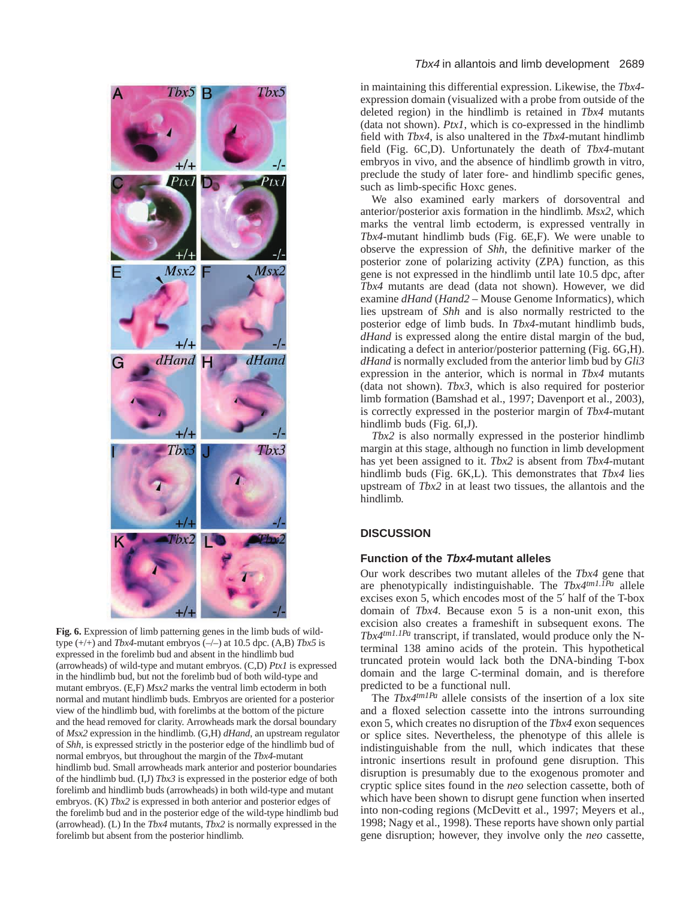**Fig. 6.** Expression of limb patterning genes in the limb buds of wild-type (+/+) and *Tbx4*-mutant embryos (–/–) at 10.5 dpc. (A,B) *Tbx5* is expressed in the forelimb bud and absent in the hindlimb bud (arrowheads) of wild-type and mutant embryos. (C,D) *Ptx1* is expressed in the hindlimb bud, but not the forelimb bud of both wild-type and mutant embryos. (E,F) *Msx2* marks the ventral limb ectoderm in both normal and mutant hindlimb buds. Embryos are oriented for a posterior view of the hindlimb bud, with forelimbs at the bottom of the picture and the head removed for clarity. Arrowheads mark the dorsal boundary of *Msx2* expression in the hindlimb. (G,H) *dHand*, an upstream regulator of *Shh*, is expressed strictly in the posterior edge of the hindlimb bud of normal embryos, but throughout the margin of the *Tbx4*-mutant hindlimb bud. Small arrowheads mark anterior and posterior boundaries of the hindlimb bud. (I,J) *Tbx3* is expressed in the posterior edge of both forelimb and hindlimb buds (arrowheads) in both wild-type and mutant embryos. (K) *Tbx2* is expressed in both anterior and posterior edges of the forelimb bud and in the posterior edge of the wild-type hindlimb bud (arrowhead). (L) In the *Tbx4* mutants, *Tbx2* is normally expressed in the forelimb but absent from the posterior hindlimb.

in maintaining this differential expression. Likewise, the *Tbx4*-expression domain (visualized with a probe from outside of the deleted region) in the hindlimb is retained in *Tbx4* mutants (data not shown). *Ptx1*, which is co-expressed in the hindlimb field with *Tbx4*, is also unaltered in the *Tbx4*-mutant hindlimb field (Fig. 6C,D). Unfortunately the death of *Tbx4*-mutant embryos in vivo, and the absence of hindlimb growth in vitro, preclude the study of later fore- and hindlimb specific genes, such as limb-specific Hoxc genes.

We also examined early markers of dorsoventral and anterior/posterior axis formation in the hindlimb. *Msx2*, which marks the ventral limb ectoderm, is expressed ventrally in *Tbx4*-mutant hindlimb buds (Fig. 6E,F). We were unable to observe the expression of *Shh*, the definitive marker of the posterior zone of polarizing activity (ZPA) function, as this gene is not expressed in the hindlimb until late 10.5 dpc, after *Tbx4* mutants are dead (data not shown). However, we did examine *dHand* (*Hand2* – Mouse Genome Informatics), which lies upstream of *Shh* and is also normally restricted to the posterior edge of limb buds. In *Tbx4*-mutant hindlimb buds, *dHand* is expressed along the entire distal margin of the bud, indicating a defect in anterior/posterior patterning (Fig. 6G,H). *dHand* is normally excluded from the anterior limb bud by *Gli3* expression in the anterior, which is normal in *Tbx4* mutants (data not shown). *Tbx3*, which is also required for posterior limb formation (Bamshad et al., 1997; Davenport et al., 2003), is correctly expressed in the posterior margin of *Tbx4*-mutant hindlimb buds (Fig. 6I,J).

*Tbx2* is also normally expressed in the posterior hindlimb margin at this stage, although no function in limb development has yet been assigned to it. *Tbx2* is absent from *Tbx4*-mutant hindlimb buds (Fig. 6K,L). This demonstrates that *Tbx4* lies upstream of *Tbx2* in at least two tissues, the allantois and the hindlimb.

## DISCUSSION

### Function of the *Tbx4*-mutant alleles

Our work describes two mutant alleles of the *Tbx4* gene that are phenotypically indistinguishable. The *Tbx4*$^{tm1.1Pa}$ allele excises exon 5, which encodes most of the 5′ half of the T-box domain of *Tbx4*. Because exon 5 is a non-unit exon, this excision also creates a frameshift in subsequent exons. The *Tbx4*$^{tm1.1Pa}$ transcript, if translated, would produce only the N-terminal 138 amino acids of the protein. This hypothetical truncated protein would lack both the DNA-binding T-box domain and the large C-terminal domain, and is therefore predicted to be a functional null.

The *Tbx4*$^{tm1Pa}$ allele consists of the insertion of a lox site and a floxed selection cassette into the introns surrounding exon 5, which creates no disruption of the *Tbx4* exon sequences or splice sites. Nevertheless, the phenotype of this allele is indistinguishable from the null, which indicates that these intronic insertions result in profound gene disruption. This disruption is presumably due to the exogenous promoter and cryptic splice sites found in the *neo* selection cassette, both of which have been shown to disrupt gene function when inserted into non-coding regions (McDevitt et al., 1997; Meyers et al., 1998; Nagy et al., 1998). These reports have shown only partial gene disruption; however, they involve only the *neo* cassette,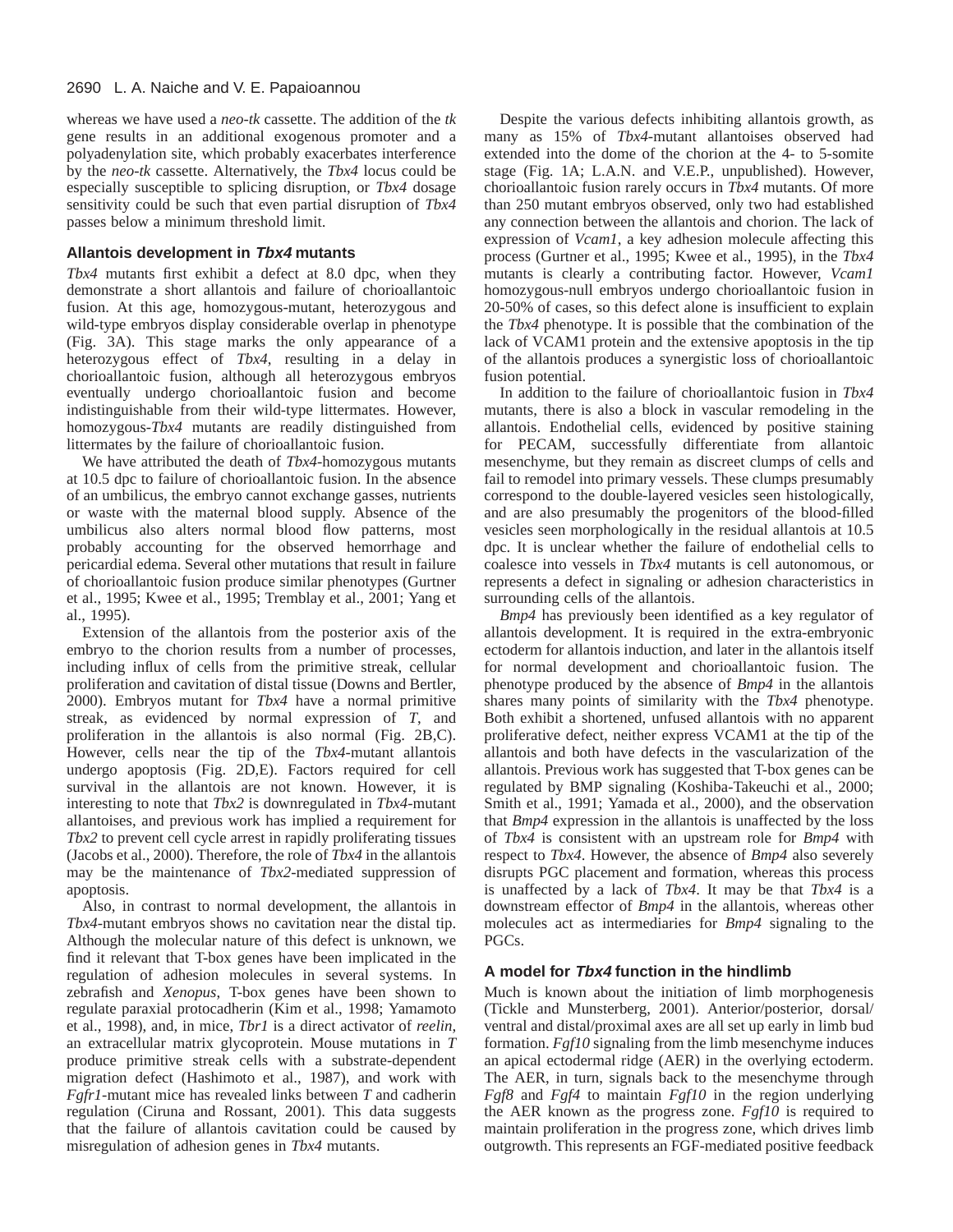whereas we have used a *neo-tk* cassette. The addition of the *tk* gene results in an additional exogenous promoter and a polyadenylation site, which probably exacerbates interference by the *neo-tk* cassette. Alternatively, the *Tbx4* locus could be especially susceptible to splicing disruption, or *Tbx4* dosage sensitivity could be such that even partial disruption of *Tbx4* passes below a minimum threshold limit.

### Allantois development in *Tbx4* mutants

*Tbx4* mutants first exhibit a defect at 8.0 dpc, when they demonstrate a short allantois and failure of chorioallantoic fusion. At this age, homozygous-mutant, heterozygous and wild-type embryos display considerable overlap in phenotype (Fig. 3A). This stage marks the only appearance of a heterozygous effect of *Tbx4*, resulting in a delay in chorioallantoic fusion, although all heterozygous embryos eventually undergo chorioallantoic fusion and become indistinguishable from their wild-type littermates. However, homozygous-*Tbx4* mutants are readily distinguished from littermates by the failure of chorioallantoic fusion.

We have attributed the death of *Tbx4*-homozygous mutants at 10.5 dpc to failure of chorioallantoic fusion. In the absence of an umbilicus, the embryo cannot exchange gasses, nutrients or waste with the maternal blood supply. Absence of the umbilicus also alters normal blood flow patterns, most probably accounting for the observed hemorrhage and pericardial edema. Several other mutations that result in failure of chorioallantoic fusion produce similar phenotypes (Gurtner et al., 1995; Kwee et al., 1995; Tremblay et al., 2001; Yang et al., 1995).

Extension of the allantois from the posterior axis of the embryo to the chorion results from a number of processes, including influx of cells from the primitive streak, cellular proliferation and cavitation of distal tissue (Downs and Bertler, 2000). Embryos mutant for *Tbx4* have a normal primitive streak, as evidenced by normal expression of *T*, and proliferation in the allantois is also normal (Fig. 2B,C). However, cells near the tip of the *Tbx4*-mutant allantois undergo apoptosis (Fig. 2D,E). Factors required for cell survival in the allantois are not known. However, it is interesting to note that *Tbx2* is downregulated in *Tbx4*-mutant allantoises, and previous work has implied a requirement for *Tbx2* to prevent cell cycle arrest in rapidly proliferating tissues (Jacobs et al., 2000). Therefore, the role of *Tbx4* in the allantois may be the maintenance of *Tbx2*-mediated suppression of apoptosis.

Also, in contrast to normal development, the allantois in *Tbx4*-mutant embryos shows no cavitation near the distal tip. Although the molecular nature of this defect is unknown, we find it relevant that T-box genes have been implicated in the regulation of adhesion molecules in several systems. In zebrafish and *Xenopus*, T-box genes have been shown to regulate paraxial protocadherin (Kim et al., 1998; Yamamoto et al., 1998), and, in mice, *Tbr1* is a direct activator of *reelin*, an extracellular matrix glycoprotein. Mouse mutations in *T* produce primitive streak cells with a substrate-dependent migration defect (Hashimoto et al., 1987), and work with *Fgfr1*-mutant mice has revealed links between *T* and cadherin regulation (Ciruna and Rossant, 2001). This data suggests that the failure of allantois cavitation could be caused by misregulation of adhesion genes in *Tbx4* mutants.

Despite the various defects inhibiting allantois growth, as many as 15% of *Tbx4*-mutant allantoises observed had extended into the dome of the chorion at the 4- to 5-somite stage (Fig. 1A; L.A.N. and V.E.P., unpublished). However, chorioallantoic fusion rarely occurs in *Tbx4* mutants. Of more than 250 mutant embryos observed, only two had established any connection between the allantois and chorion. The lack of expression of *Vcam1*, a key adhesion molecule affecting this process (Gurtner et al., 1995; Kwee et al., 1995), in the *Tbx4* mutants is clearly a contributing factor. However, *Vcam1* homozygous-null embryos undergo chorioallantoic fusion in 20-50% of cases, so this defect alone is insufficient to explain the *Tbx4* phenotype. It is possible that the combination of the lack of VCAM1 protein and the extensive apoptosis in the tip of the allantois produces a synergistic loss of chorioallantoic fusion potential.

In addition to the failure of chorioallantoic fusion in *Tbx4* mutants, there is also a block in vascular remodeling in the allantois. Endothelial cells, evidenced by positive staining for PECAM, successfully differentiate from allantoic mesenchyme, but they remain as discreet clumps of cells and fail to remodel into primary vessels. These clumps presumably correspond to the double-layered vesicles seen histologically, and are also presumably the progenitors of the blood-filled vesicles seen morphologically in the residual allantois at 10.5 dpc. It is unclear whether the failure of endothelial cells to coalesce into vessels in *Tbx4* mutants is cell autonomous, or represents a defect in signaling or adhesion characteristics in surrounding cells of the allantois.

*Bmp4* has previously been identified as a key regulator of allantois development. It is required in the extra-embryonic ectoderm for allantois induction, and later in the allantois itself for normal development and chorioallantoic fusion. The phenotype produced by the absence of *Bmp4* in the allantois shares many points of similarity with the *Tbx4* phenotype. Both exhibit a shortened, unfused allantois with no apparent proliferative defect, neither express VCAM1 at the tip of the allantois and both have defects in the vascularization of the allantois. Previous work has suggested that T-box genes can be regulated by BMP signaling (Koshiba-Takeuchi et al., 2000; Smith et al., 1991; Yamada et al., 2000), and the observation that *Bmp4* expression in the allantois is unaffected by the loss of *Tbx4* is consistent with an upstream role for *Bmp4* with respect to *Tbx4*. However, the absence of *Bmp4* also severely disrupts PGC placement and formation, whereas this process is unaffected by a lack of *Tbx4*. It may be that *Tbx4* is a downstream effector of *Bmp4* in the allantois, whereas other molecules act as intermediaries for *Bmp4* signaling to the PGCs.

### A model for *Tbx4* function in the hindlimb

Much is known about the initiation of limb morphogenesis (Tickle and Munsterberg, 2001). Anterior/posterior, dorsal/ventral and distal/proximal axes are all set up early in limb bud formation. *Fgf10* signaling from the limb mesenchyme induces an apical ectodermal ridge (AER) in the overlying ectoderm. The AER, in turn, signals back to the mesenchyme through *Fgf8* and *Fgf4* to maintain *Fgf10* in the region underlying the AER known as the progress zone. *Fgf10* is required to maintain proliferation in the progress zone, which drives limb outgrowth. This represents an FGF-mediated positive feedback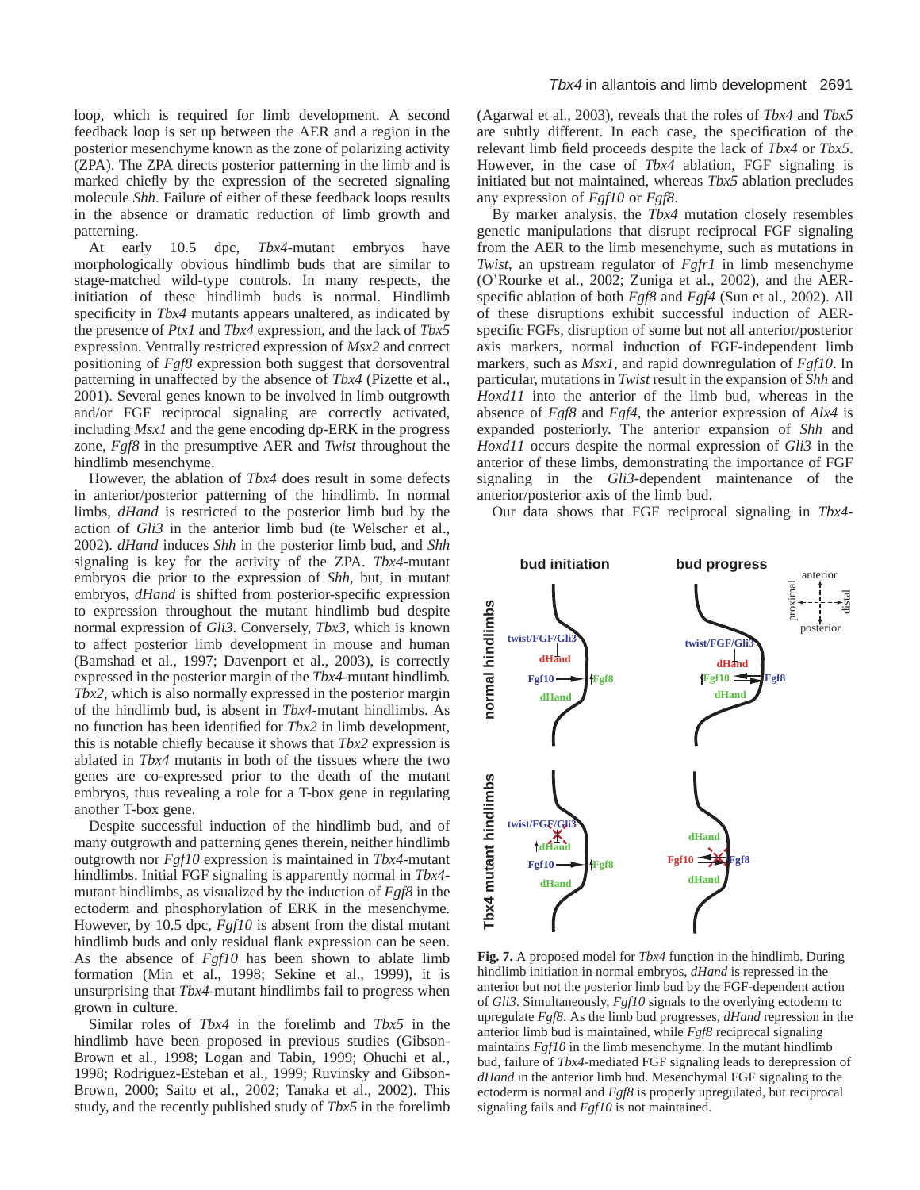loop, which is required for limb development. A second feedback loop is set up between the AER and a region in the posterior mesenchyme known as the zone of polarizing activity (ZPA). The ZPA directs posterior patterning in the limb and is marked chiefly by the expression of the secreted signaling molecule *Shh*. Failure of either of these feedback loops results in the absence or dramatic reduction of limb growth and patterning.

At early 10.5 dpc, *Tbx4*-mutant embryos have morphologically obvious hindlimb buds that are similar to stage-matched wild-type controls. In many respects, the initiation of these hindlimb buds is normal. Hindlimb specificity in *Tbx4* mutants appears unaltered, as indicated by the presence of *Ptx1* and *Tbx4* expression, and the lack of *Tbx5* expression. Ventrally restricted expression of *Msx2* and correct positioning of *Fgf8* expression both suggest that dorsoventral patterning in unaffected by the absence of *Tbx4* (Pizette et al., 2001). Several genes known to be involved in limb outgrowth and/or FGF reciprocal signaling are correctly activated, including *Msx1* and the gene encoding dp-ERK in the progress zone, *Fgf8* in the presumptive AER and *Twist* throughout the hindlimb mesenchyme.

However, the ablation of *Tbx4* does result in some defects in anterior/posterior patterning of the hindlimb. In normal limbs, *dHand* is restricted to the posterior limb bud by the action of *Gli3* in the anterior limb bud (te Welscher et al., 2002). *dHand* induces *Shh* in the posterior limb bud, and *Shh* signaling is key for the activity of the ZPA. *Tbx4*-mutant embryos die prior to the expression of *Shh*, but, in mutant embryos, *dHand* is shifted from posterior-specific expression to expression throughout the mutant hindlimb bud despite normal expression of *Gli3*. Conversely, *Tbx3*, which is known to affect posterior limb development in mouse and human (Bamshad et al., 1997; Davenport et al., 2003), is correctly expressed in the posterior margin of the *Tbx4*-mutant hindlimb. *Tbx2*, which is also normally expressed in the posterior margin of the hindlimb bud, is absent in *Tbx4*-mutant hindlimbs. As no function has been identified for *Tbx2* in limb development, this is notable chiefly because it shows that *Tbx2* expression is ablated in *Tbx4* mutants in both of the tissues where the two genes are co-expressed prior to the death of the mutant embryos, thus revealing a role for a T-box gene in regulating another T-box gene.

Despite successful induction of the hindlimb bud, and of many outgrowth and patterning genes therein, neither hindlimb outgrowth nor *Fgf10* expression is maintained in *Tbx4*-mutant hindlimbs. Initial FGF signaling is apparently normal in *Tbx4*-mutant hindlimbs, as visualized by the induction of *Fgf8* in the ectoderm and phosphorylation of ERK in the mesenchyme. However, by 10.5 dpc, *Fgf10* is absent from the distal mutant hindlimb buds and only residual flank expression can be seen. As the absence of *Fgf10* has been shown to ablate limb formation (Min et al., 1998; Sekine et al., 1999), it is unsurprising that *Tbx4*-mutant hindlimbs fail to progress when grown in culture.

Similar roles of *Tbx4* in the forelimb and *Tbx5* in the hindlimb have been proposed in previous studies (Gibson-Brown et al., 1998; Logan and Tabin, 1999; Ohuchi et al., 1998; Rodriguez-Esteban et al., 1999; Ruvinsky and Gibson-Brown, 2000; Saito et al., 2002; Tanaka et al., 2002). This study, and the recently published study of *Tbx5* in the forelimb (Agarwal et al., 2003), reveals that the roles of *Tbx4* and *Tbx5* are subtly different. In each case, the specification of the relevant limb field proceeds despite the lack of *Tbx4* or *Tbx5*. However, in the case of *Tbx4* ablation, FGF signaling is initiated but not maintained, whereas *Tbx5* ablation precludes any expression of *Fgf10* or *Fgf8*.

By marker analysis, the *Tbx4* mutation closely resembles genetic manipulations that disrupt reciprocal FGF signaling from the AER to the limb mesenchyme, such as mutations in *Twist*, an upstream regulator of *Fgfr1* in limb mesenchyme (O'Rourke et al., 2002; Zuniga et al., 2002), and the AER-specific ablation of both *Fgf8* and *Fgf4* (Sun et al., 2002). All of these disruptions exhibit successful induction of AER-specific FGFs, disruption of some but not all anterior/posterior axis markers, normal induction of FGF-independent limb markers, such as *Msx1*, and rapid downregulation of *Fgf10*. In particular, mutations in *Twist* result in the expansion of *Shh* and *Hoxd11* into the anterior of the limb bud, whereas in the absence of *Fgf8* and *Fgf4*, the anterior expression of *Alx4* is expanded posteriorly. The anterior expansion of *Shh* and *Hoxd11* occurs despite the normal expression of *Gli3* in the anterior of these limbs, demonstrating the importance of FGF signaling in the *Gli3*-dependent maintenance of the anterior/posterior axis of the limb bud.

Our data shows that FGF reciprocal signaling in *Tbx4*-

**Fig. 7.** A proposed model for *Tbx4* function in the hindlimb. During hindlimb initiation in normal embryos, *dHand* is repressed in the anterior but not the posterior limb bud by the FGF-dependent action of *Gli3*. Simultaneously, *Fgf10* signals to the overlying ectoderm to upregulate *Fgf8*. As the limb bud progresses, *dHand* repression in the anterior limb bud is maintained, while *Fgf8* reciprocal signaling maintains *Fgf10* in the limb mesenchyme. In the mutant hindlimb bud, failure of *Tbx4*-mediated FGF signaling leads to derepression of *dHand* in the anterior limb bud. Mesenchymal FGF signaling to the ectoderm is normal and *Fgf8* is properly upregulated, but reciprocal signaling fails and *Fgf10* is not maintained.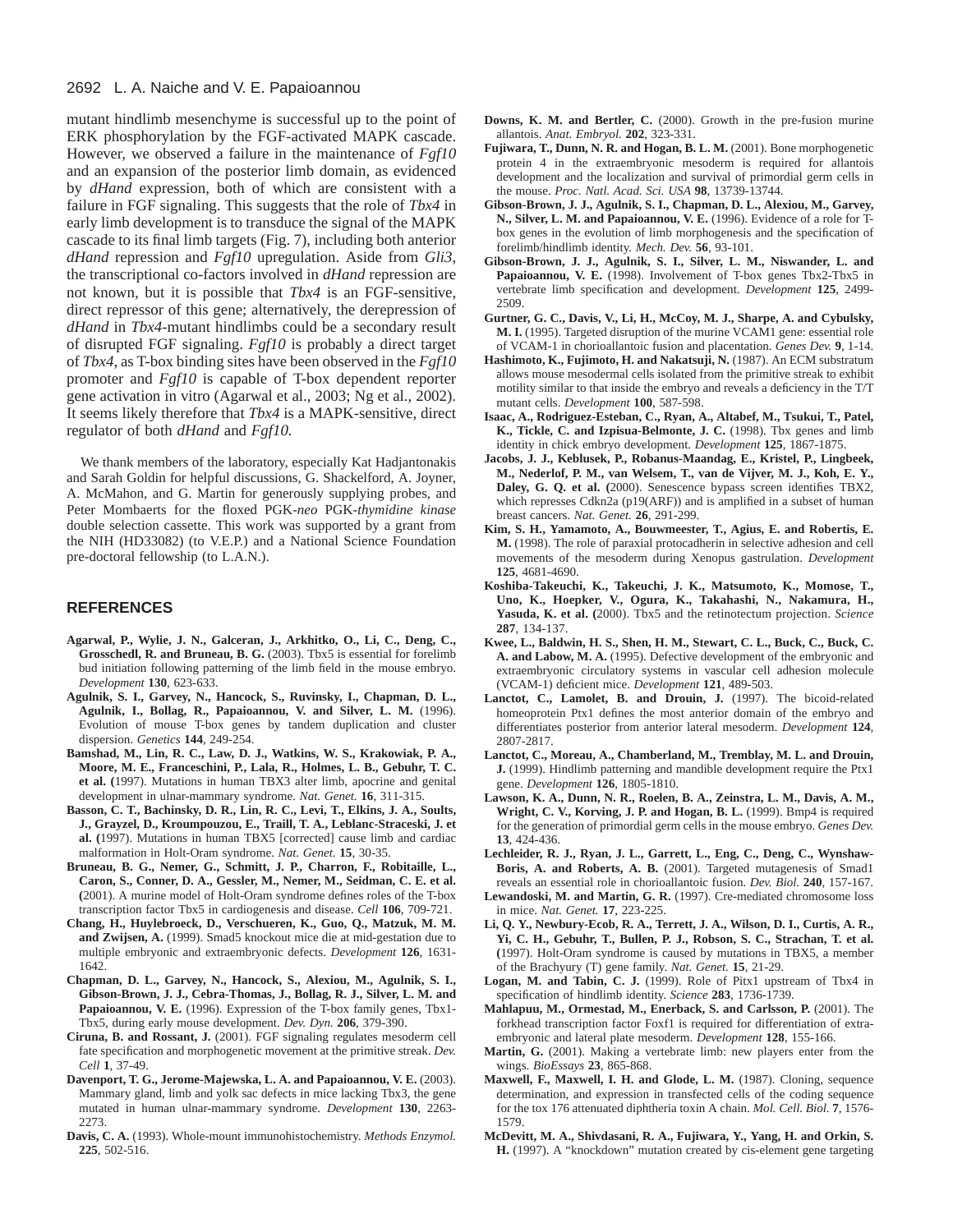mutant hindlimb mesenchyme is successful up to the point of ERK phosphorylation by the FGF-activated MAPK cascade. However, we observed a failure in the maintenance of *Fgf10* and an expansion of the posterior limb domain, as evidenced by *dHand* expression, both of which are consistent with a failure in FGF signaling. This suggests that the role of *Tbx4* in early limb development is to transduce the signal of the MAPK cascade to its final limb targets (Fig. 7), including both anterior *dHand* repression and *Fgf10* upregulation. Aside from *Gli3*, the transcriptional co-factors involved in *dHand* repression are not known, but it is possible that *Tbx4* is an FGF-sensitive, direct repressor of this gene; alternatively, the derepression of *dHand* in *Tbx4*-mutant hindlimbs could be a secondary result of disrupted FGF signaling. *Fgf10* is probably a direct target of *Tbx4*, as T-box binding sites have been observed in the *Fgf10* promoter and *Fgf10* is capable of T-box dependent reporter gene activation in vitro (Agarwal et al., 2003; Ng et al., 2002). It seems likely therefore that *Tbx4* is a MAPK-sensitive, direct regulator of both *dHand* and *Fgf10.*

We thank members of the laboratory, especially Kat Hadjantonakis and Sarah Goldin for helpful discussions, G. Shackelford, A. Joyner, A. McMahon, and G. Martin for generously supplying probes, and Peter Mombaerts for the floxed PGK-*neo* PGK-*thymidine kinase* double selection cassette. This work was supported by a grant from the NIH (HD33082) (to V.E.P.) and a National Science Foundation pre-doctoral fellowship (to L.A.N.).

## REFERENCES

**Agarwal, P., Wylie, J. N., Galceran, J., Arkhitko, O., Li, C., Deng, C., Grosschedl, R. and Bruneau, B. G.** (2003). Tbx5 is essential for forelimb bud initiation following patterning of the limb field in the mouse embryo. *Development* **130**, 623-633.

**Agulnik, S. I., Garvey, N., Hancock, S., Ruvinsky, I., Chapman, D. L., Agulnik, I., Bollag, R., Papaioannou, V. and Silver, L. M.** (1996). Evolution of mouse T-box genes by tandem duplication and cluster dispersion. *Genetics* **144**, 249-254.

**Bamshad, M., Lin, R. C., Law, D. J., Watkins, W. S., Krakowiak, P. A., Moore, M. E., Franceschini, P., Lala, R., Holmes, L. B., Gebuhr, T. C. et al. (**1997). Mutations in human TBX3 alter limb, apocrine and genital development in ulnar-mammary syndrome. *Nat. Genet.* **16**, 311-315.

**Basson, C. T., Bachinsky, D. R., Lin, R. C., Levi, T., Elkins, J. A., Soults, J., Grayzel, D., Kroumpouzou, E., Traill, T. A., Leblanc-Straceski, J. et al. (**1997). Mutations in human TBX5 [corrected] cause limb and cardiac malformation in Holt-Oram syndrome. *Nat. Genet.* **15**, 30-35.

**Bruneau, B. G., Nemer, G., Schmitt, J. P., Charron, F., Robitaille, L., Caron, S., Conner, D. A., Gessler, M., Nemer, M., Seidman, C. E. et al. (**2001). A murine model of Holt-Oram syndrome defines roles of the T-box transcription factor Tbx5 in cardiogenesis and disease. *Cell* **106**, 709-721.

**Chang, H., Huylebroeck, D., Verschueren, K., Guo, Q., Matzuk, M. M. and Zwijsen, A.** (1999). Smad5 knockout mice die at mid-gestation due to multiple embryonic and extraembryonic defects. *Development* **126**, 1631-1642.

**Chapman, D. L., Garvey, N., Hancock, S., Alexiou, M., Agulnik, S. I., Gibson-Brown, J. J., Cebra-Thomas, J., Bollag, R. J., Silver, L. M. and Papaioannou, V. E.** (1996). Expression of the T-box family genes, Tbx1-Tbx5, during early mouse development. *Dev. Dyn.* **206**, 379-390.

**Ciruna, B. and Rossant, J.** (2001). FGF signaling regulates mesoderm cell fate specification and morphogenetic movement at the primitive streak. *Dev. Cell* **1**, 37-49.

**Davenport, T. G., Jerome-Majewska, L. A. and Papaioannou, V. E.** (2003). Mammary gland, limb and yolk sac defects in mice lacking Tbx3, the gene mutated in human ulnar-mammary syndrome. *Development* **130**, 2263-2273.

**Davis, C. A.** (1993). Whole-mount immunohistochemistry. *Methods Enzymol.* **225**, 502-516.

**Downs, K. M. and Bertler, C.** (2000). Growth in the pre-fusion murine allantois. *Anat. Embryol.* **202**, 323-331.

**Fujiwara, T., Dunn, N. R. and Hogan, B. L. M.** (2001). Bone morphogenetic protein 4 in the extraembryonic mesoderm is required for allantois development and the localization and survival of primordial germ cells in the mouse. *Proc. Natl. Acad. Sci. USA* **98**, 13739-13744.

**Gibson-Brown, J. J., Agulnik, S. I., Chapman, D. L., Alexiou, M., Garvey, N., Silver, L. M. and Papaioannou, V. E.** (1996). Evidence of a role for T-box genes in the evolution of limb morphogenesis and the specification of forelimb/hindlimb identity. *Mech. Dev.* **56**, 93-101.

**Gibson-Brown, J. J., Agulnik, S. I., Silver, L. M., Niswander, L. and Papaioannou, V. E.** (1998). Involvement of T-box genes Tbx2-Tbx5 in vertebrate limb specification and development. *Development* **125**, 2499-2509.

**Gurtner, G. C., Davis, V., Li, H., McCoy, M. J., Sharpe, A. and Cybulsky, M. I.** (1995). Targeted disruption of the murine VCAM1 gene: essential role of VCAM-1 in chorioallantoic fusion and placentation. *Genes Dev.* **9**, 1-14.

**Hashimoto, K., Fujimoto, H. and Nakatsuji, N.** (1987). An ECM substratum allows mouse mesodermal cells isolated from the primitive streak to exhibit motility similar to that inside the embryo and reveals a deficiency in the T/T mutant cells. *Development* **100**, 587-598.

**Isaac, A., Rodriguez-Esteban, C., Ryan, A., Altabef, M., Tsukui, T., Patel, K., Tickle, C. and Izpisua-Belmonte, J. C.** (1998). Tbx genes and limb identity in chick embryo development. *Development* **125**, 1867-1875.

**Jacobs, J. J., Keblusek, P., Robanus-Maandag, E., Kristel, P., Lingbeek, M., Nederlof, P. M., van Welsem, T., van de Vijver, M. J., Koh, E. Y., Daley, G. Q. et al. (**2000). Senescence bypass screen identifies TBX2, which represses Cdkn2a (p19(ARF)) and is amplified in a subset of human breast cancers. *Nat. Genet.* **26**, 291-299.

**Kim, S. H., Yamamoto, A., Bouwmeester, T., Agius, E. and Robertis, E. M.** (1998). The role of paraxial protocadherin in selective adhesion and cell movements of the mesoderm during Xenopus gastrulation. *Development* **125**, 4681-4690.

**Koshiba-Takeuchi, K., Takeuchi, J. K., Matsumoto, K., Momose, T., Uno, K., Hoepker, V., Ogura, K., Takahashi, N., Nakamura, H., Yasuda, K. et al. (**2000). Tbx5 and the retinotectum projection. *Science* **287**, 134-137.

**Kwee, L., Baldwin, H. S., Shen, H. M., Stewart, C. L., Buck, C., Buck, C. A. and Labow, M. A.** (1995). Defective development of the embryonic and extraembryonic circulatory systems in vascular cell adhesion molecule (VCAM-1) deficient mice. *Development* **121**, 489-503.

**Lanctot, C., Lamolet, B. and Drouin, J.** (1997). The bicoid-related homeoprotein Ptx1 defines the most anterior domain of the embryo and differentiates posterior from anterior lateral mesoderm. *Development* **124**, 2807-2817.

**Lanctot, C., Moreau, A., Chamberland, M., Tremblay, M. L. and Drouin, J.** (1999). Hindlimb patterning and mandible development require the Ptx1 gene. *Development* **126**, 1805-1810.

**Lawson, K. A., Dunn, N. R., Roelen, B. A., Zeinstra, L. M., Davis, A. M., Wright, C. V., Korving, J. P. and Hogan, B. L.** (1999). Bmp4 is required for the generation of primordial germ cells in the mouse embryo. *Genes Dev.* **13**, 424-436.

**Lechleider, R. J., Ryan, J. L., Garrett, L., Eng, C., Deng, C., Wynshaw-Boris, A. and Roberts, A. B.** (2001). Targeted mutagenesis of Smad1 reveals an essential role in chorioallantoic fusion. *Dev. Biol.* **240**, 157-167.

**Lewandoski, M. and Martin, G. R.** (1997). Cre-mediated chromosome loss in mice. *Nat. Genet.* **17**, 223-225.

**Li, Q. Y., Newbury-Ecob, R. A., Terrett, J. A., Wilson, D. I., Curtis, A. R., Yi, C. H., Gebuhr, T., Bullen, P. J., Robson, S. C., Strachan, T. et al. (**1997). Holt-Oram syndrome is caused by mutations in TBX5, a member of the Brachyury (T) gene family. *Nat. Genet.* **15**, 21-29.

**Logan, M. and Tabin, C. J.** (1999). Role of Pitx1 upstream of Tbx4 in specification of hindlimb identity. *Science* **283**, 1736-1739.

**Mahlapuu, M., Ormestad, M., Enerback, S. and Carlsson, P.** (2001). The forkhead transcription factor Foxf1 is required for differentiation of extra-embryonic and lateral plate mesoderm. *Development* **128**, 155-166.

**Martin, G.** (2001). Making a vertebrate limb: new players enter from the wings. *BioEssays* **23**, 865-868.

**Maxwell, F., Maxwell, I. H. and Glode, L. M.** (1987). Cloning, sequence determination, and expression in transfected cells of the coding sequence for the tox 176 attenuated diphtheria toxin A chain. *Mol. Cell. Biol.* **7**, 1576-1579.

**McDevitt, M. A., Shivdasani, R. A., Fujiwara, Y., Yang, H. and Orkin, S. H.** (1997). A "knockdown" mutation created by cis-element gene targeting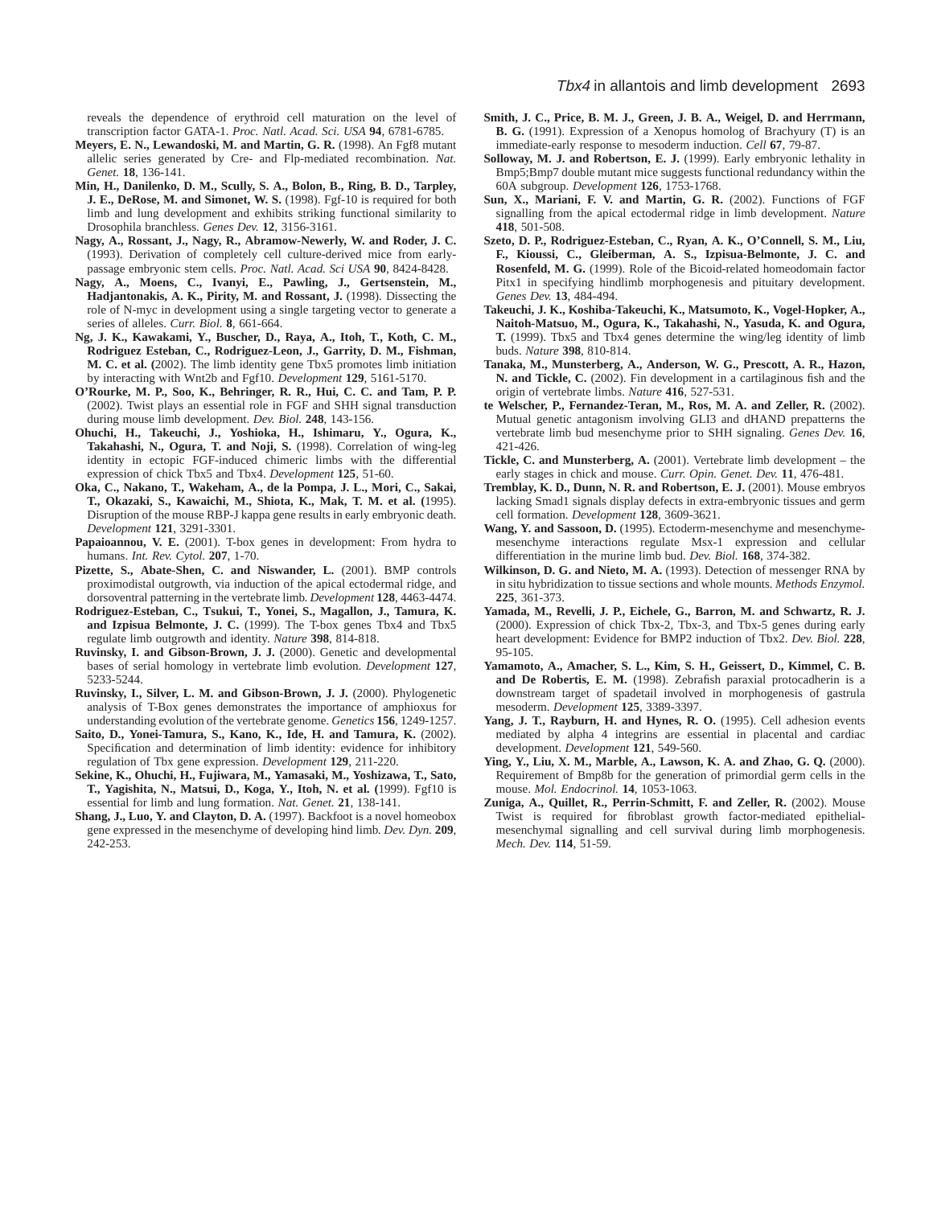reveals the dependence of erythroid cell maturation on the level of transcription factor GATA-1. *Proc. Natl. Acad. Sci. USA* **94**, 6781-6785.

**Meyers, E. N., Lewandoski, M. and Martin, G. R.** (1998). An Fgf8 mutant allelic series generated by Cre- and Flp-mediated recombination. *Nat. Genet.* **18**, 136-141.

**Min, H., Danilenko, D. M., Scully, S. A., Bolon, B., Ring, B. D., Tarpley, J. E., DeRose, M. and Simonet, W. S.** (1998). Fgf-10 is required for both limb and lung development and exhibits striking functional similarity to Drosophila branchless. *Genes Dev.* **12**, 3156-3161.

**Nagy, A., Rossant, J., Nagy, R., Abramow-Newerly, W. and Roder, J. C.** (1993). Derivation of completely cell culture-derived mice from early-passage embryonic stem cells. *Proc. Natl. Acad. Sci USA* **90**, 8424-8428.

**Nagy, A., Moens, C., Ivanyi, E., Pawling, J., Gertsenstein, M., Hadjantonakis, A. K., Pirity, M. and Rossant, J.** (1998). Dissecting the role of N-myc in development using a single targeting vector to generate a series of alleles. *Curr. Biol.* **8**, 661-664.

**Ng, J. K., Kawakami, Y., Buscher, D., Raya, A., Itoh, T., Koth, C. M., Rodriguez Esteban, C., Rodriguez-Leon, J., Garrity, D. M., Fishman, M. C. et al. (**2002). The limb identity gene Tbx5 promotes limb initiation by interacting with Wnt2b and Fgf10. *Development* **129**, 5161-5170.

**O'Rourke, M. P., Soo, K., Behringer, R. R., Hui, C. C. and Tam, P. P.** (2002). Twist plays an essential role in FGF and SHH signal transduction during mouse limb development. *Dev. Biol.* **248**, 143-156.

**Ohuchi, H., Takeuchi, J., Yoshioka, H., Ishimaru, Y., Ogura, K., Takahashi, N., Ogura, T. and Noji, S.** (1998). Correlation of wing-leg identity in ectopic FGF-induced chimeric limbs with the differential expression of chick Tbx5 and Tbx4. *Development* **125**, 51-60.

**Oka, C., Nakano, T., Wakeham, A., de la Pompa, J. L., Mori, C., Sakai, T., Okazaki, S., Kawaichi, M., Shiota, K., Mak, T. M. et al. (**1995). Disruption of the mouse RBP-J kappa gene results in early embryonic death. *Development* **121**, 3291-3301.

**Papaioannou, V. E.** (2001). T-box genes in development: From hydra to humans. *Int. Rev. Cytol.* **207**, 1-70.

**Pizette, S., Abate-Shen, C. and Niswander, L.** (2001). BMP controls proximodistal outgrowth, via induction of the apical ectodermal ridge, and dorsoventral patterning in the vertebrate limb. *Development* **128**, 4463-4474.

**Rodriguez-Esteban, C., Tsukui, T., Yonei, S., Magallon, J., Tamura, K. and Izpisua Belmonte, J. C.** (1999). The T-box genes Tbx4 and Tbx5 regulate limb outgrowth and identity. *Nature* **398**, 814-818.

**Ruvinsky, I. and Gibson-Brown, J. J.** (2000). Genetic and developmental bases of serial homology in vertebrate limb evolution. *Development* **127**, 5233-5244.

**Ruvinsky, I., Silver, L. M. and Gibson-Brown, J. J.** (2000). Phylogenetic analysis of T-Box genes demonstrates the importance of amphioxus for understanding evolution of the vertebrate genome. *Genetics* **156**, 1249-1257.

**Saito, D., Yonei-Tamura, S., Kano, K., Ide, H. and Tamura, K.** (2002). Specification and determination of limb identity: evidence for inhibitory regulation of Tbx gene expression. *Development* **129**, 211-220.

**Sekine, K., Ohuchi, H., Fujiwara, M., Yamasaki, M., Yoshizawa, T., Sato, T., Yagishita, N., Matsui, D., Koga, Y., Itoh, N. et al. (**1999). Fgf10 is essential for limb and lung formation. *Nat. Genet.* **21**, 138-141.

**Shang, J., Luo, Y. and Clayton, D. A.** (1997). Backfoot is a novel homeobox gene expressed in the mesenchyme of developing hind limb. *Dev. Dyn.* **209**, 242-253.

**Smith, J. C., Price, B. M. J., Green, J. B. A., Weigel, D. and Herrmann, B. G.** (1991). Expression of a Xenopus homolog of Brachyury (T) is an immediate-early response to mesoderm induction. *Cell* **67**, 79-87.

**Solloway, M. J. and Robertson, E. J.** (1999). Early embryonic lethality in Bmp5;Bmp7 double mutant mice suggests functional redundancy within the 60A subgroup. *Development* **126**, 1753-1768.

**Sun, X., Mariani, F. V. and Martin, G. R.** (2002). Functions of FGF signalling from the apical ectodermal ridge in limb development. *Nature* **418**, 501-508.

**Szeto, D. P., Rodriguez-Esteban, C., Ryan, A. K., O'Connell, S. M., Liu, F., Kioussi, C., Gleiberman, A. S., Izpisua-Belmonte, J. C. and Rosenfeld, M. G.** (1999). Role of the Bicoid-related homeodomain factor Pitx1 in specifying hindlimb morphogenesis and pituitary development. *Genes Dev.* **13**, 484-494.

**Takeuchi, J. K., Koshiba-Takeuchi, K., Matsumoto, K., Vogel-Hopker, A., Naitoh-Matsuo, M., Ogura, K., Takahashi, N., Yasuda, K. and Ogura, T.** (1999). Tbx5 and Tbx4 genes determine the wing/leg identity of limb buds. *Nature* **398**, 810-814.

**Tanaka, M., Munsterberg, A., Anderson, W. G., Prescott, A. R., Hazon, N. and Tickle, C.** (2002). Fin development in a cartilaginous fish and the origin of vertebrate limbs. *Nature* **416**, 527-531.

**te Welscher, P., Fernandez-Teran, M., Ros, M. A. and Zeller, R.** (2002). Mutual genetic antagonism involving GLI3 and dHAND prepatterns the vertebrate limb bud mesenchyme prior to SHH signaling. *Genes Dev.* **16**, 421-426.

**Tickle, C. and Munsterberg, A.** (2001). Vertebrate limb development – the early stages in chick and mouse. *Curr. Opin. Genet. Dev.* **11**, 476-481.

**Tremblay, K. D., Dunn, N. R. and Robertson, E. J.** (2001). Mouse embryos lacking Smad1 signals display defects in extra-embryonic tissues and germ cell formation. *Development* **128**, 3609-3621.

**Wang, Y. and Sassoon, D.** (1995). Ectoderm-mesenchyme and mesenchyme-mesenchyme interactions regulate Msx-1 expression and cellular differentiation in the murine limb bud. *Dev. Biol.* **168**, 374-382.

**Wilkinson, D. G. and Nieto, M. A.** (1993). Detection of messenger RNA by in situ hybridization to tissue sections and whole mounts. *Methods Enzymol.* **225**, 361-373.

**Yamada, M., Revelli, J. P., Eichele, G., Barron, M. and Schwartz, R. J.** (2000). Expression of chick Tbx-2, Tbx-3, and Tbx-5 genes during early heart development: Evidence for BMP2 induction of Tbx2. *Dev. Biol.* **228**, 95-105.

**Yamamoto, A., Amacher, S. L., Kim, S. H., Geissert, D., Kimmel, C. B. and De Robertis, E. M.** (1998). Zebrafish paraxial protocadherin is a downstream target of spadetail involved in morphogenesis of gastrula mesoderm. *Development* **125**, 3389-3397.

**Yang, J. T., Rayburn, H. and Hynes, R. O.** (1995). Cell adhesion events mediated by alpha 4 integrins are essential in placental and cardiac development. *Development* **121**, 549-560.

**Ying, Y., Liu, X. M., Marble, A., Lawson, K. A. and Zhao, G. Q.** (2000). Requirement of Bmp8b for the generation of primordial germ cells in the mouse. *Mol. Endocrinol.* **14**, 1053-1063.

**Zuniga, A., Quillet, R., Perrin-Schmitt, F. and Zeller, R.** (2002). Mouse Twist is required for fibroblast growth factor-mediated epithelial-mesenchymal signalling and cell survival during limb morphogenesis. *Mech. Dev.* **114**, 51-59.